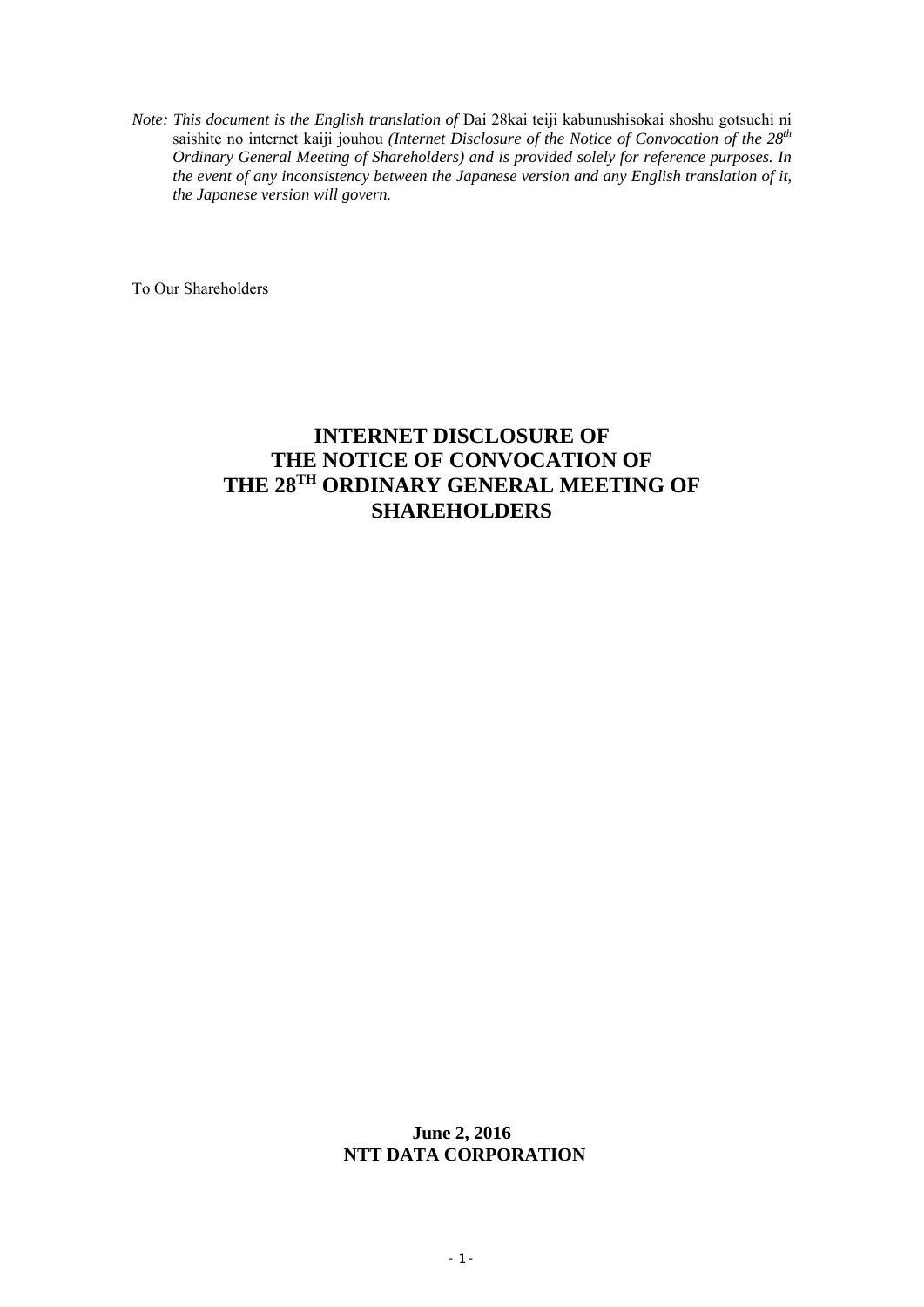*Note: This document is the English translation of* Dai 28kai teiji kabunushisokai shoshu gotsuchi ni saishite no internet kaiji jouhou *(Internet Disclosure of the Notice of Convocation of the 28th Ordinary General Meeting of Shareholders) and is provided solely for reference purposes. In the event of any inconsistency between the Japanese version and any English translation of it, the Japanese version will govern.*

To Our Shareholders

# INTERNET DISCLOSURE OF THE NOTICE OF CONVOCATION OF THE 28TH ORDINARY GENERAL MEETING OF SHAREHOLDERS

**June 2, 2016**
**NTT DATA CORPORATION**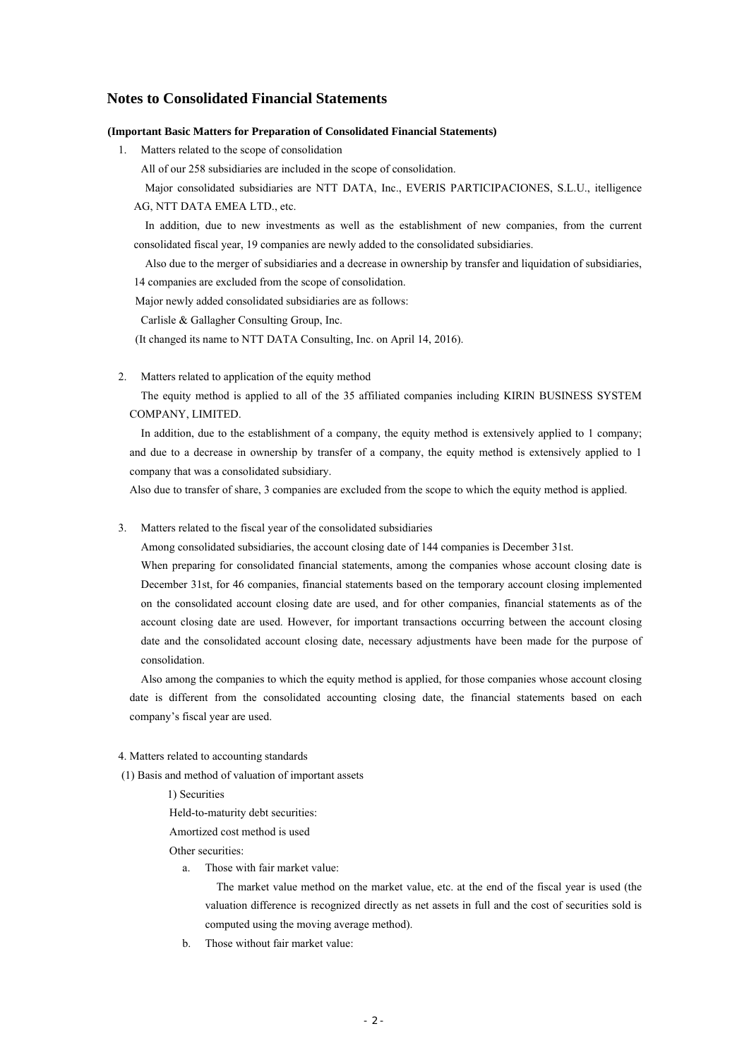## Notes to Consolidated Financial Statements

**(Important Basic Matters for Preparation of Consolidated Financial Statements)**

1. Matters related to the scope of consolidation

All of our 258 subsidiaries are included in the scope of consolidation.

Major consolidated subsidiaries are NTT DATA, Inc., EVERIS PARTICIPACIONES, S.L.U., itelligence AG, NTT DATA EMEA LTD., etc.

In addition, due to new investments as well as the establishment of new companies, from the current consolidated fiscal year, 19 companies are newly added to the consolidated subsidiaries.

Also due to the merger of subsidiaries and a decrease in ownership by transfer and liquidation of subsidiaries, 14 companies are excluded from the scope of consolidation.

Major newly added consolidated subsidiaries are as follows:

Carlisle & Gallagher Consulting Group, Inc.

(It changed its name to NTT DATA Consulting, Inc. on April 14, 2016).

2. Matters related to application of the equity method

The equity method is applied to all of the 35 affiliated companies including KIRIN BUSINESS SYSTEM COMPANY, LIMITED.

In addition, due to the establishment of a company, the equity method is extensively applied to 1 company; and due to a decrease in ownership by transfer of a company, the equity method is extensively applied to 1 company that was a consolidated subsidiary.

Also due to transfer of share, 3 companies are excluded from the scope to which the equity method is applied.

3. Matters related to the fiscal year of the consolidated subsidiaries

Among consolidated subsidiaries, the account closing date of 144 companies is December 31st.

When preparing for consolidated financial statements, among the companies whose account closing date is December 31st, for 46 companies, financial statements based on the temporary account closing implemented on the consolidated account closing date are used, and for other companies, financial statements as of the account closing date are used. However, for important transactions occurring between the account closing date and the consolidated account closing date, necessary adjustments have been made for the purpose of consolidation.

Also among the companies to which the equity method is applied, for those companies whose account closing date is different from the consolidated accounting closing date, the financial statements based on each company's fiscal year are used.

4. Matters related to accounting standards

(1) Basis and method of valuation of important assets

1) Securities

Held-to-maturity debt securities:

Amortized cost method is used

Other securities:

a. Those with fair market value:

The market value method on the market value, etc. at the end of the fiscal year is used (the valuation difference is recognized directly as net assets in full and the cost of securities sold is computed using the moving average method).

b. Those without fair market value: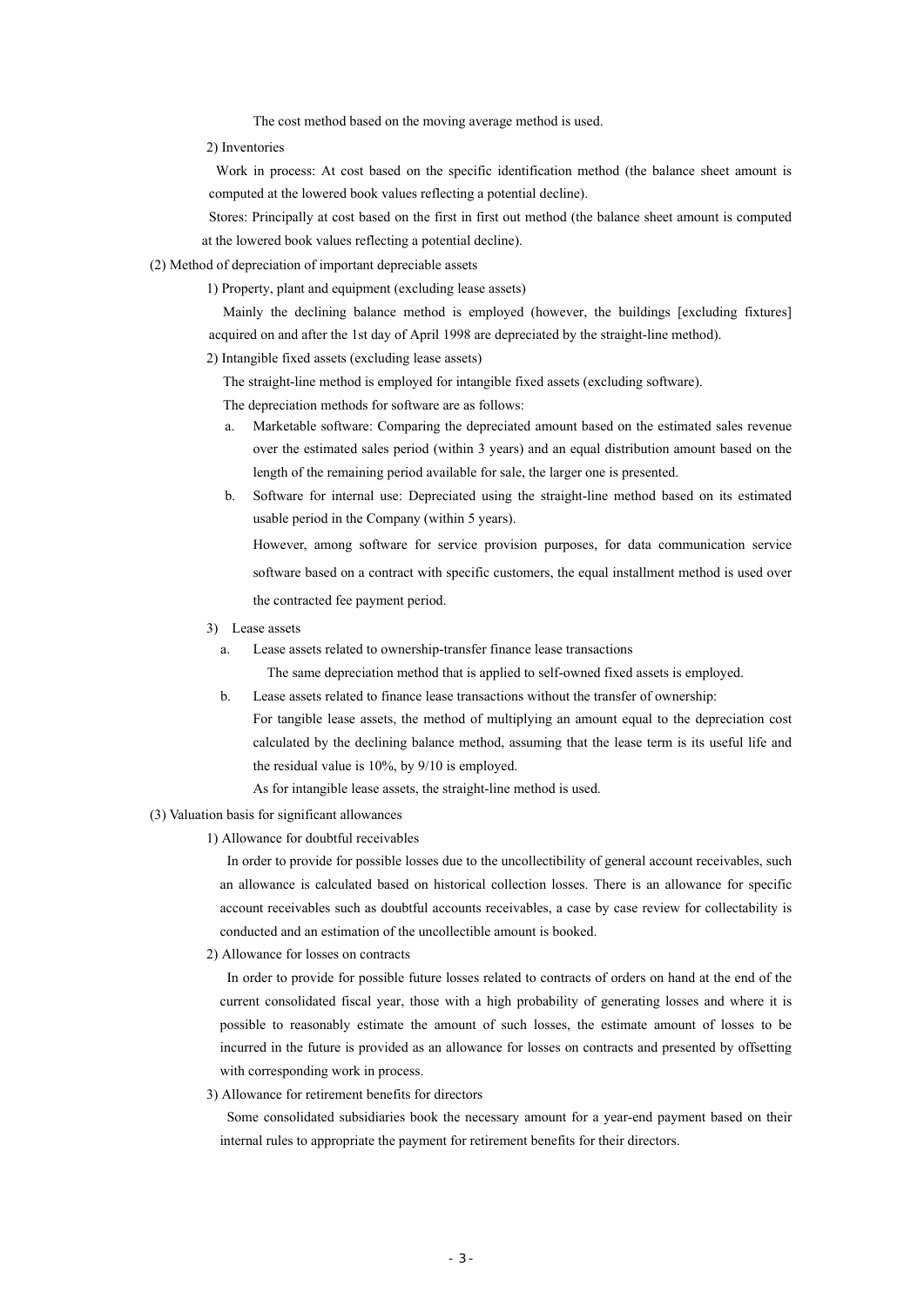The cost method based on the moving average method is used.

2) Inventories

Work in process: At cost based on the specific identification method (the balance sheet amount is computed at the lowered book values reflecting a potential decline).

Stores: Principally at cost based on the first in first out method (the balance sheet amount is computed at the lowered book values reflecting a potential decline).

(2) Method of depreciation of important depreciable assets

1) Property, plant and equipment (excluding lease assets)

Mainly the declining balance method is employed (however, the buildings [excluding fixtures] acquired on and after the 1st day of April 1998 are depreciated by the straight-line method).

2) Intangible fixed assets (excluding lease assets)

The straight-line method is employed for intangible fixed assets (excluding software).

The depreciation methods for software are as follows:

a. Marketable software: Comparing the depreciated amount based on the estimated sales revenue over the estimated sales period (within 3 years) and an equal distribution amount based on the length of the remaining period available for sale, the larger one is presented.

b. Software for internal use: Depreciated using the straight-line method based on its estimated usable period in the Company (within 5 years).

However, among software for service provision purposes, for data communication service software based on a contract with specific customers, the equal installment method is used over the contracted fee payment period.

3) Lease assets

a. Lease assets related to ownership-transfer finance lease transactions

The same depreciation method that is applied to self-owned fixed assets is employed.

b. Lease assets related to finance lease transactions without the transfer of ownership:

For tangible lease assets, the method of multiplying an amount equal to the depreciation cost calculated by the declining balance method, assuming that the lease term is its useful life and the residual value is 10%, by 9/10 is employed.

As for intangible lease assets, the straight-line method is used.

(3) Valuation basis for significant allowances

1) Allowance for doubtful receivables

In order to provide for possible losses due to the uncollectibility of general account receivables, such an allowance is calculated based on historical collection losses. There is an allowance for specific account receivables such as doubtful accounts receivables, a case by case review for collectability is conducted and an estimation of the uncollectible amount is booked.

2) Allowance for losses on contracts

In order to provide for possible future losses related to contracts of orders on hand at the end of the current consolidated fiscal year, those with a high probability of generating losses and where it is possible to reasonably estimate the amount of such losses, the estimate amount of losses to be incurred in the future is provided as an allowance for losses on contracts and presented by offsetting with corresponding work in process.

3) Allowance for retirement benefits for directors

Some consolidated subsidiaries book the necessary amount for a year-end payment based on their internal rules to appropriate the payment for retirement benefits for their directors.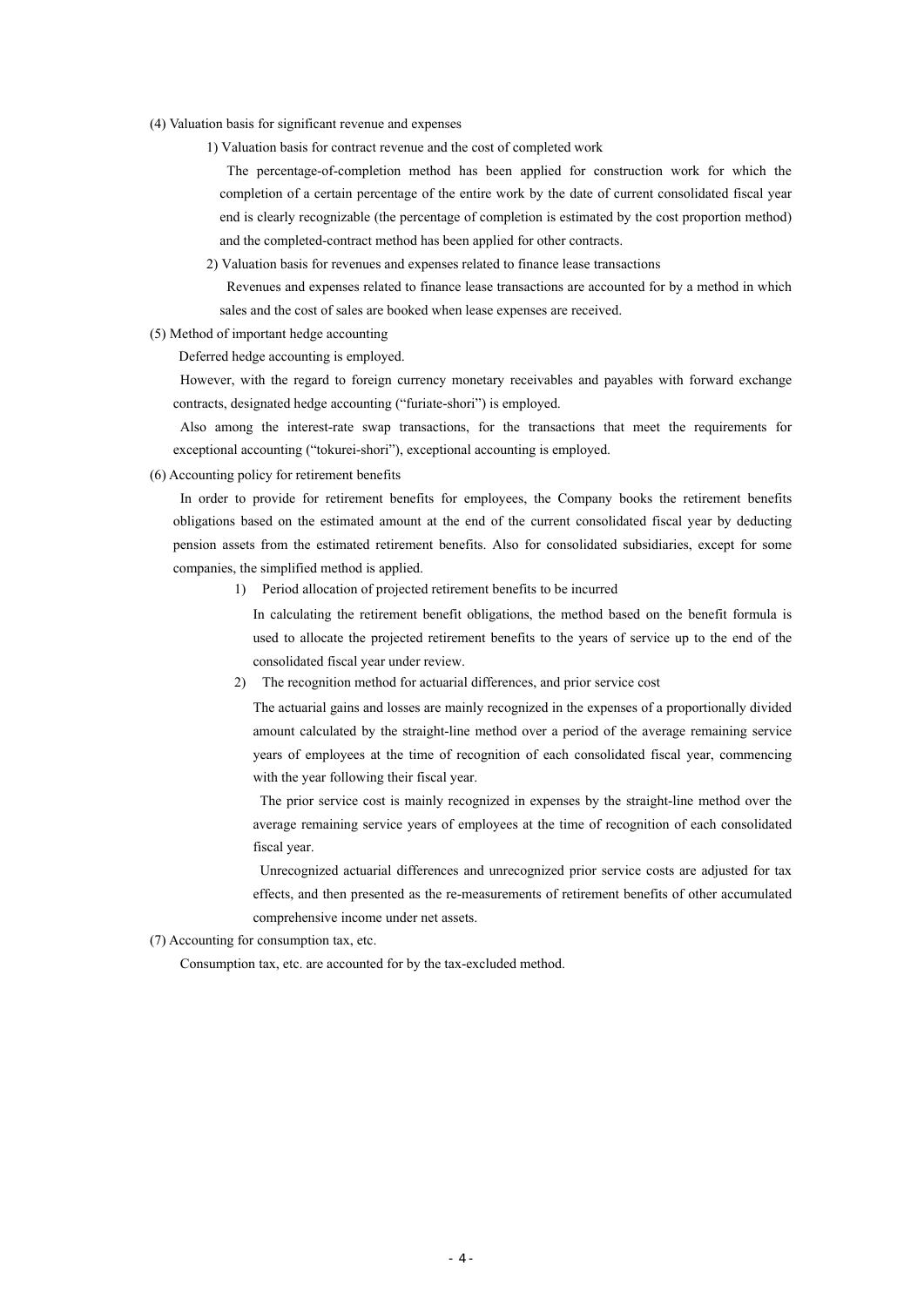(4) Valuation basis for significant revenue and expenses

1) Valuation basis for contract revenue and the cost of completed work

The percentage-of-completion method has been applied for construction work for which the completion of a certain percentage of the entire work by the date of current consolidated fiscal year end is clearly recognizable (the percentage of completion is estimated by the cost proportion method) and the completed-contract method has been applied for other contracts.

2) Valuation basis for revenues and expenses related to finance lease transactions

Revenues and expenses related to finance lease transactions are accounted for by a method in which sales and the cost of sales are booked when lease expenses are received.

(5) Method of important hedge accounting

Deferred hedge accounting is employed.

However, with the regard to foreign currency monetary receivables and payables with forward exchange contracts, designated hedge accounting ("furiate-shori") is employed.

Also among the interest-rate swap transactions, for the transactions that meet the requirements for exceptional accounting ("tokurei-shori"), exceptional accounting is employed.

(6) Accounting policy for retirement benefits

In order to provide for retirement benefits for employees, the Company books the retirement benefits obligations based on the estimated amount at the end of the current consolidated fiscal year by deducting pension assets from the estimated retirement benefits. Also for consolidated subsidiaries, except for some companies, the simplified method is applied.

1) Period allocation of projected retirement benefits to be incurred

In calculating the retirement benefit obligations, the method based on the benefit formula is used to allocate the projected retirement benefits to the years of service up to the end of the consolidated fiscal year under review.

2) The recognition method for actuarial differences, and prior service cost

The actuarial gains and losses are mainly recognized in the expenses of a proportionally divided amount calculated by the straight-line method over a period of the average remaining service years of employees at the time of recognition of each consolidated fiscal year, commencing with the year following their fiscal year.

The prior service cost is mainly recognized in expenses by the straight-line method over the average remaining service years of employees at the time of recognition of each consolidated fiscal year.

Unrecognized actuarial differences and unrecognized prior service costs are adjusted for tax effects, and then presented as the re-measurements of retirement benefits of other accumulated comprehensive income under net assets.

(7) Accounting for consumption tax, etc.

Consumption tax, etc. are accounted for by the tax-excluded method.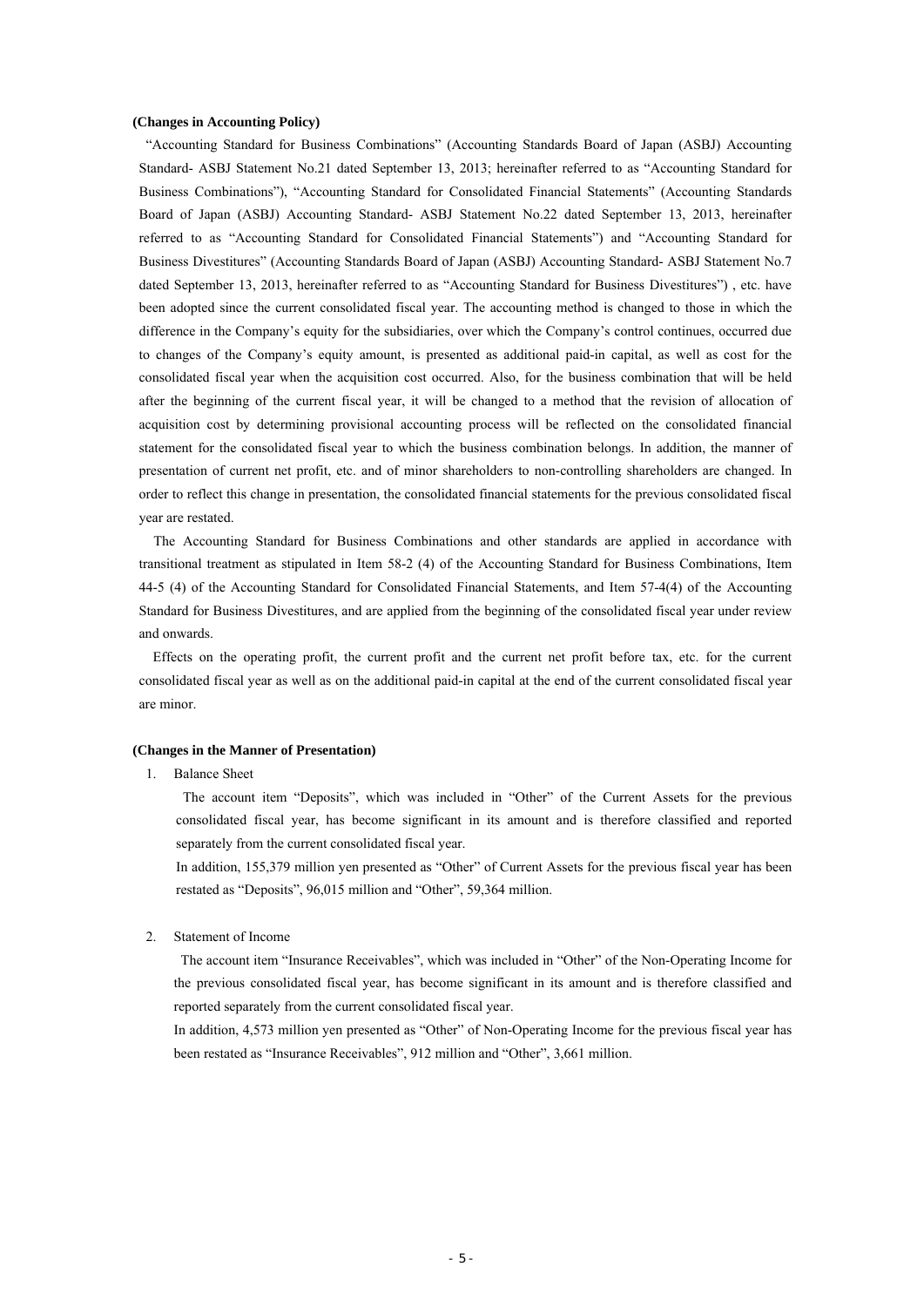**(Changes in Accounting Policy)**

"Accounting Standard for Business Combinations" (Accounting Standards Board of Japan (ASBJ) Accounting Standard- ASBJ Statement No.21 dated September 13, 2013; hereinafter referred to as "Accounting Standard for Business Combinations"), "Accounting Standard for Consolidated Financial Statements" (Accounting Standards Board of Japan (ASBJ) Accounting Standard- ASBJ Statement No.22 dated September 13, 2013, hereinafter referred to as "Accounting Standard for Consolidated Financial Statements") and "Accounting Standard for Business Divestitures" (Accounting Standards Board of Japan (ASBJ) Accounting Standard- ASBJ Statement No.7 dated September 13, 2013, hereinafter referred to as "Accounting Standard for Business Divestitures") , etc. have been adopted since the current consolidated fiscal year. The accounting method is changed to those in which the difference in the Company's equity for the subsidiaries, over which the Company's control continues, occurred due to changes of the Company's equity amount, is presented as additional paid-in capital, as well as cost for the consolidated fiscal year when the acquisition cost occurred. Also, for the business combination that will be held after the beginning of the current fiscal year, it will be changed to a method that the revision of allocation of acquisition cost by determining provisional accounting process will be reflected on the consolidated financial statement for the consolidated fiscal year to which the business combination belongs. In addition, the manner of presentation of current net profit, etc. and of minor shareholders to non-controlling shareholders are changed. In order to reflect this change in presentation, the consolidated financial statements for the previous consolidated fiscal year are restated.

The Accounting Standard for Business Combinations and other standards are applied in accordance with transitional treatment as stipulated in Item 58-2 (4) of the Accounting Standard for Business Combinations, Item 44-5 (4) of the Accounting Standard for Consolidated Financial Statements, and Item 57-4(4) of the Accounting Standard for Business Divestitures, and are applied from the beginning of the consolidated fiscal year under review and onwards.

Effects on the operating profit, the current profit and the current net profit before tax, etc. for the current consolidated fiscal year as well as on the additional paid-in capital at the end of the current consolidated fiscal year are minor.

**(Changes in the Manner of Presentation)**

1. Balance Sheet

   The account item "Deposits", which was included in "Other" of the Current Assets for the previous consolidated fiscal year, has become significant in its amount and is therefore classified and reported separately from the current consolidated fiscal year.

   In addition, 155,379 million yen presented as "Other" of Current Assets for the previous fiscal year has been restated as "Deposits", 96,015 million and "Other", 59,364 million.

2. Statement of Income

   The account item "Insurance Receivables", which was included in "Other" of the Non-Operating Income for the previous consolidated fiscal year, has become significant in its amount and is therefore classified and reported separately from the current consolidated fiscal year.

   In addition, 4,573 million yen presented as "Other" of Non-Operating Income for the previous fiscal year has been restated as "Insurance Receivables", 912 million and "Other", 3,661 million.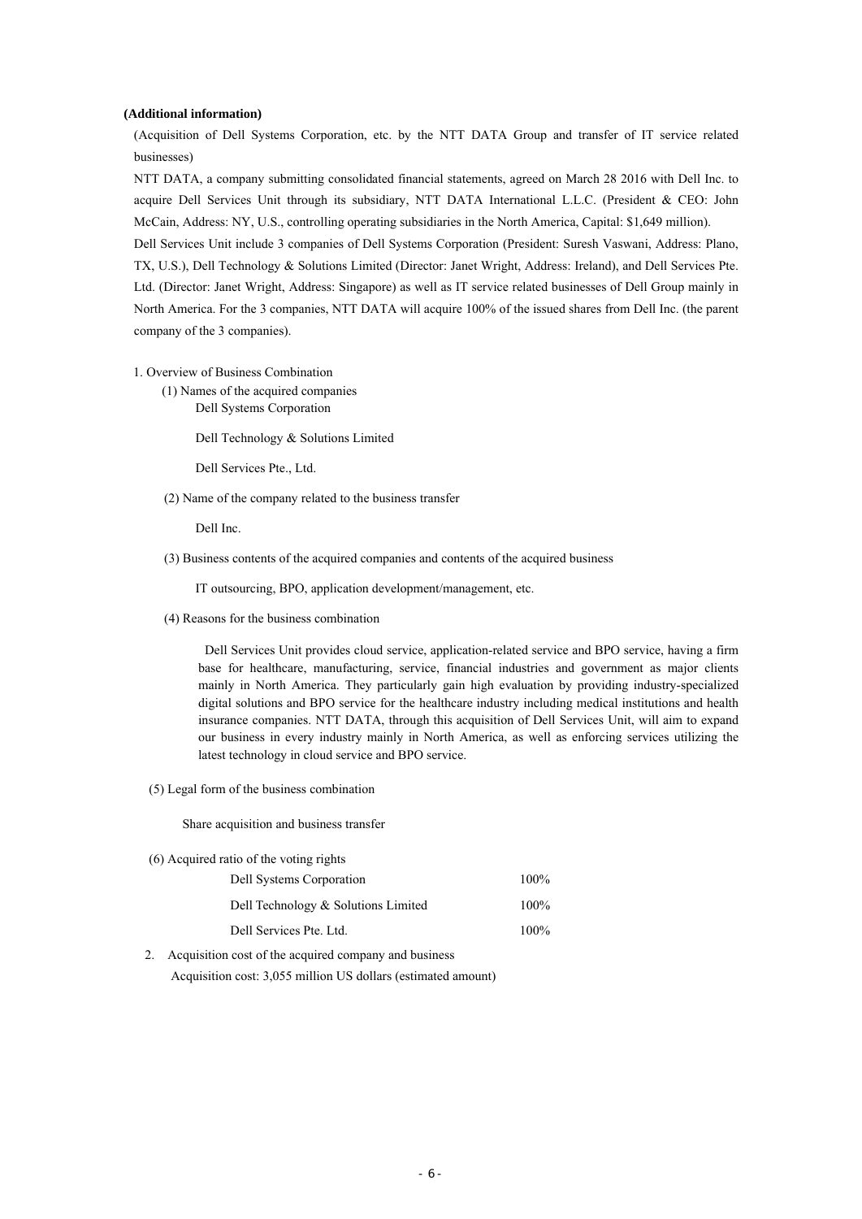**(Additional information)**

(Acquisition of Dell Systems Corporation, etc. by the NTT DATA Group and transfer of IT service related businesses)

NTT DATA, a company submitting consolidated financial statements, agreed on March 28 2016 with Dell Inc. to acquire Dell Services Unit through its subsidiary, NTT DATA International L.L.C. (President & CEO: John McCain, Address: NY, U.S., controlling operating subsidiaries in the North America, Capital: $1,649 million).

Dell Services Unit include 3 companies of Dell Systems Corporation (President: Suresh Vaswani, Address: Plano, TX, U.S.), Dell Technology & Solutions Limited (Director: Janet Wright, Address: Ireland), and Dell Services Pte. Ltd. (Director: Janet Wright, Address: Singapore) as well as IT service related businesses of Dell Group mainly in North America. For the 3 companies, NTT DATA will acquire 100% of the issued shares from Dell Inc. (the parent company of the 3 companies).

1. Overview of Business Combination

(1) Names of the acquired companies

Dell Systems Corporation

Dell Technology & Solutions Limited

Dell Services Pte., Ltd.

(2) Name of the company related to the business transfer

Dell Inc.

(3) Business contents of the acquired companies and contents of the acquired business

IT outsourcing, BPO, application development/management, etc.

(4) Reasons for the business combination

Dell Services Unit provides cloud service, application-related service and BPO service, having a firm base for healthcare, manufacturing, service, financial industries and government as major clients mainly in North America. They particularly gain high evaluation by providing industry-specialized digital solutions and BPO service for the healthcare industry including medical institutions and health insurance companies. NTT DATA, through this acquisition of Dell Services Unit, will aim to expand our business in every industry mainly in North America, as well as enforcing services utilizing the latest technology in cloud service and BPO service.

(5) Legal form of the business combination

Share acquisition and business transfer

(6) Acquired ratio of the voting rights

| | |
|---|---|
| Dell Systems Corporation | 100% |
| Dell Technology & Solutions Limited | 100% |
| Dell Services Pte. Ltd. | 100% |

2. Acquisition cost of the acquired company and business

Acquisition cost: 3,055 million US dollars (estimated amount)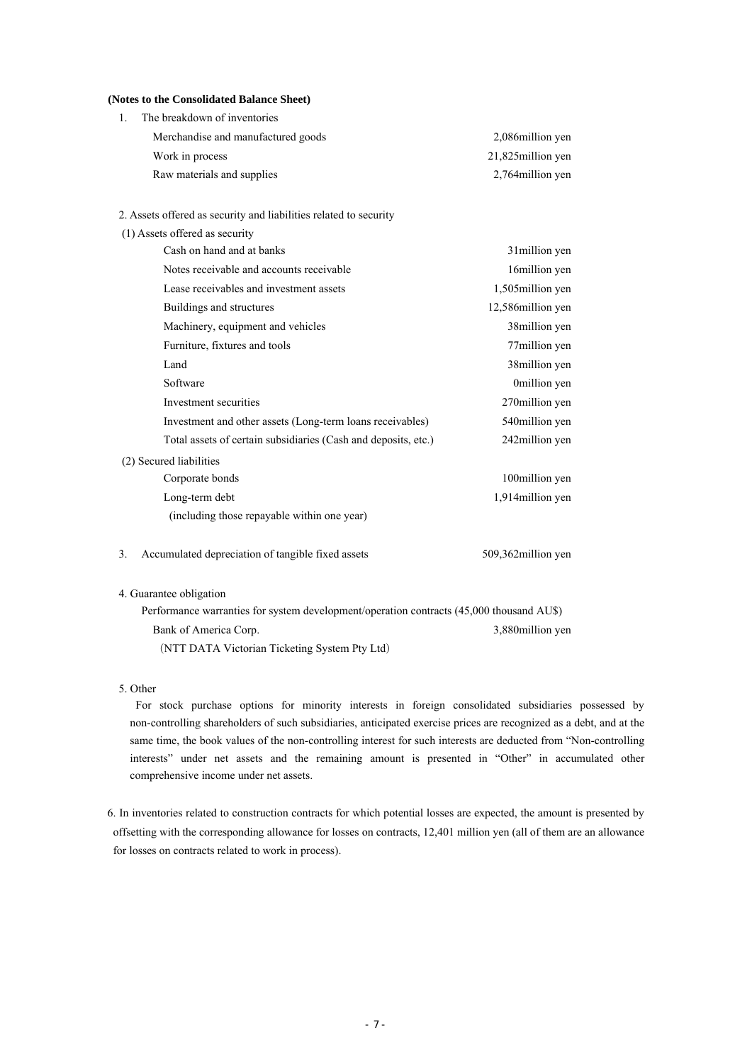**(Notes to the Consolidated Balance Sheet)**

1. The breakdown of inventories

| | |
|---|---|
| Merchandise and manufactured goods | 2,086million yen |
| Work in process | 21,825million yen |
| Raw materials and supplies | 2,764million yen |

2. Assets offered as security and liabilities related to security

(1) Assets offered as security

| | |
|---|---|
| Cash on hand and at banks | 31million yen |
| Notes receivable and accounts receivable | 16million yen |
| Lease receivables and investment assets | 1,505million yen |
| Buildings and structures | 12,586million yen |
| Machinery, equipment and vehicles | 38million yen |
| Furniture, fixtures and tools | 77million yen |
| Land | 38million yen |
| Software | 0million yen |
| Investment securities | 270million yen |
| Investment and other assets (Long-term loans receivables) | 540million yen |
| Total assets of certain subsidiaries (Cash and deposits, etc.) | 242million yen |

(2) Secured liabilities

| | |
|---|---|
| Corporate bonds | 100million yen |
| Long-term debt (including those repayable within one year) | 1,914million yen |

3. Accumulated depreciation of tangible fixed assets 509,362million yen

4. Guarantee obligation

Performance warranties for system development/operation contracts (45,000 thousand AU$)

| | |
|---|---|
| Bank of America Corp. (NTT DATA Victorian Ticketing System Pty Ltd) | 3,880million yen |

5. Other

For stock purchase options for minority interests in foreign consolidated subsidiaries possessed by non-controlling shareholders of such subsidiaries, anticipated exercise prices are recognized as a debt, and at the same time, the book values of the non-controlling interest for such interests are deducted from "Non-controlling interests" under net assets and the remaining amount is presented in "Other" in accumulated other comprehensive income under net assets.

6. In inventories related to construction contracts for which potential losses are expected, the amount is presented by offsetting with the corresponding allowance for losses on contracts, 12,401 million yen (all of them are an allowance for losses on contracts related to work in process).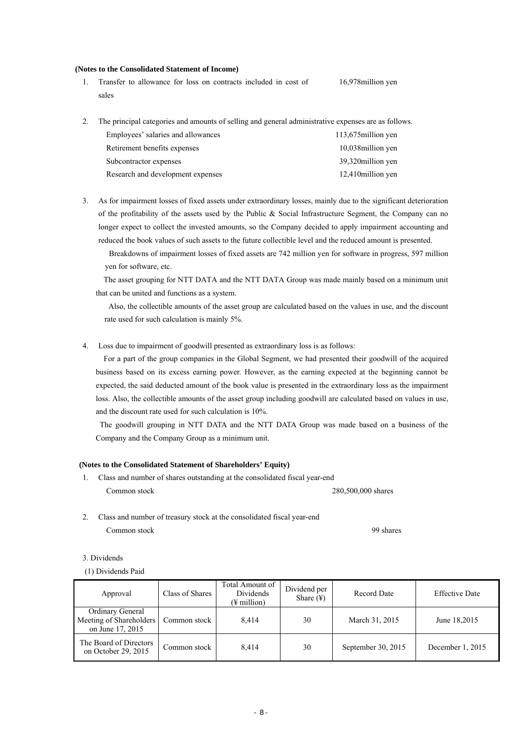**(Notes to the Consolidated Statement of Income)**

1. Transfer to allowance for loss on contracts included in cost of sales — 16,978million yen

2. The principal categories and amounts of selling and general administrative expenses are as follows.

| | |
|---|---|
| Employees' salaries and allowances | 113,675million yen |
| Retirement benefits expenses | 10,038million yen |
| Subcontractor expenses | 39,320million yen |
| Research and development expenses | 12,410million yen |

3. As for impairment losses of fixed assets under extraordinary losses, mainly due to the significant deterioration of the profitability of the assets used by the Public & Social Infrastructure Segment, the Company can no longer expect to collect the invested amounts, so the Company decided to apply impairment accounting and reduced the book values of such assets to the future collectible level and the reduced amount is presented.

   Breakdowns of impairment losses of fixed assets are 742 million yen for software in progress, 597 million yen for software, etc.

   The asset grouping for NTT DATA and the NTT DATA Group was made mainly based on a minimum unit that can be united and functions as a system.

   Also, the collectible amounts of the asset group are calculated based on the values in use, and the discount rate used for such calculation is mainly 5%.

4. Loss due to impairment of goodwill presented as extraordinary loss is as follows:

   For a part of the group companies in the Global Segment, we had presented their goodwill of the acquired business based on its excess earning power. However, as the earning expected at the beginning cannot be expected, the said deducted amount of the book value is presented in the extraordinary loss as the impairment loss. Also, the collectible amounts of the asset group including goodwill are calculated based on values in use, and the discount rate used for such calculation is 10%.

   The goodwill grouping in NTT DATA and the NTT DATA Group was made based on a business of the Company and the Company Group as a minimum unit.

**(Notes to the Consolidated Statement of Shareholders' Equity)**

1. Class and number of shares outstanding at the consolidated fiscal year-end

   Common stock — 280,500,000 shares

2. Class and number of treasury stock at the consolidated fiscal year-end

   Common stock — 99 shares

3. Dividends

(1) Dividends Paid

| Approval | Class of Shares | Total Amount of Dividends (¥ million) | Dividend per Share (¥) | Record Date | Effective Date |
|---|---|---|---|---|---|
| Ordinary General Meeting of Shareholders on June 17, 2015 | Common stock | 8,414 | 30 | March 31, 2015 | June 18,2015 |
| The Board of Directors on October 29, 2015 | Common stock | 8,414 | 30 | September 30, 2015 | December 1, 2015 |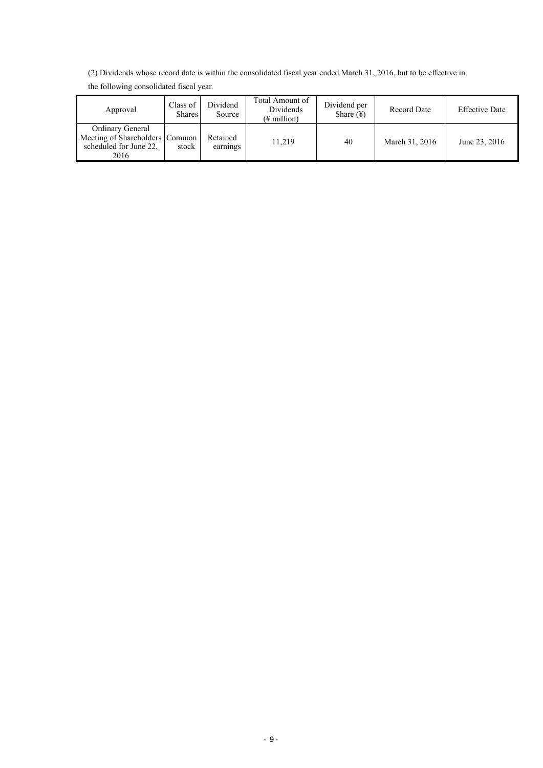(2) Dividends whose record date is within the consolidated fiscal year ended March 31, 2016, but to be effective in the following consolidated fiscal year.

| Approval | Class of Shares | Dividend Source | Total Amount of Dividends (¥ million) | Dividend per Share (¥) | Record Date | Effective Date |
|---|---|---|---|---|---|---|
| Ordinary General Meeting of Shareholders scheduled for June 22, 2016 | Common stock | Retained earnings | 11,219 | 40 | March 31, 2016 | June 23, 2016 |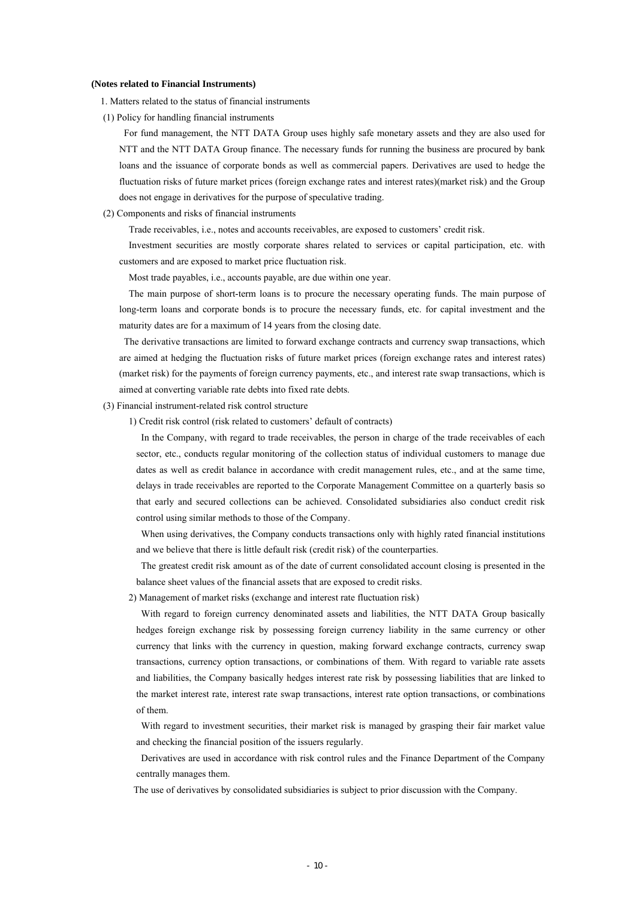**(Notes related to Financial Instruments)**

1. Matters related to the status of financial instruments

(1) Policy for handling financial instruments

For fund management, the NTT DATA Group uses highly safe monetary assets and they are also used for NTT and the NTT DATA Group finance. The necessary funds for running the business are procured by bank loans and the issuance of corporate bonds as well as commercial papers. Derivatives are used to hedge the fluctuation risks of future market prices (foreign exchange rates and interest rates)(market risk) and the Group does not engage in derivatives for the purpose of speculative trading.

(2) Components and risks of financial instruments

Trade receivables, i.e., notes and accounts receivables, are exposed to customers' credit risk.

Investment securities are mostly corporate shares related to services or capital participation, etc. with customers and are exposed to market price fluctuation risk.

Most trade payables, i.e., accounts payable, are due within one year.

The main purpose of short-term loans is to procure the necessary operating funds. The main purpose of long-term loans and corporate bonds is to procure the necessary funds, etc. for capital investment and the maturity dates are for a maximum of 14 years from the closing date.

The derivative transactions are limited to forward exchange contracts and currency swap transactions, which are aimed at hedging the fluctuation risks of future market prices (foreign exchange rates and interest rates) (market risk) for the payments of foreign currency payments, etc., and interest rate swap transactions, which is aimed at converting variable rate debts into fixed rate debts.

(3) Financial instrument-related risk control structure

1) Credit risk control (risk related to customers' default of contracts)

In the Company, with regard to trade receivables, the person in charge of the trade receivables of each sector, etc., conducts regular monitoring of the collection status of individual customers to manage due dates as well as credit balance in accordance with credit management rules, etc., and at the same time, delays in trade receivables are reported to the Corporate Management Committee on a quarterly basis so that early and secured collections can be achieved. Consolidated subsidiaries also conduct credit risk control using similar methods to those of the Company.

When using derivatives, the Company conducts transactions only with highly rated financial institutions and we believe that there is little default risk (credit risk) of the counterparties.

The greatest credit risk amount as of the date of current consolidated account closing is presented in the balance sheet values of the financial assets that are exposed to credit risks.

2) Management of market risks (exchange and interest rate fluctuation risk)

With regard to foreign currency denominated assets and liabilities, the NTT DATA Group basically hedges foreign exchange risk by possessing foreign currency liability in the same currency or other currency that links with the currency in question, making forward exchange contracts, currency swap transactions, currency option transactions, or combinations of them. With regard to variable rate assets and liabilities, the Company basically hedges interest rate risk by possessing liabilities that are linked to the market interest rate, interest rate swap transactions, interest rate option transactions, or combinations of them.

With regard to investment securities, their market risk is managed by grasping their fair market value and checking the financial position of the issuers regularly.

Derivatives are used in accordance with risk control rules and the Finance Department of the Company centrally manages them.

The use of derivatives by consolidated subsidiaries is subject to prior discussion with the Company.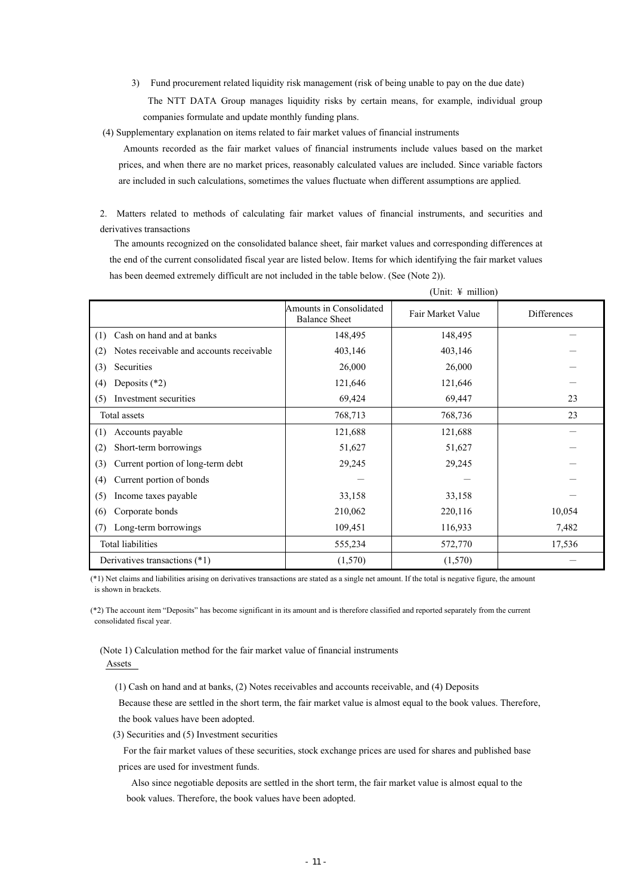3) Fund procurement related liquidity risk management (risk of being unable to pay on the due date)

The NTT DATA Group manages liquidity risks by certain means, for example, individual group companies formulate and update monthly funding plans.

(4) Supplementary explanation on items related to fair market values of financial instruments

Amounts recorded as the fair market values of financial instruments include values based on the market prices, and when there are no market prices, reasonably calculated values are included. Since variable factors are included in such calculations, sometimes the values fluctuate when different assumptions are applied.

2. Matters related to methods of calculating fair market values of financial instruments, and securities and derivatives transactions

The amounts recognized on the consolidated balance sheet, fair market values and corresponding differences at the end of the current consolidated fiscal year are listed below. Items for which identifying the fair market values has been deemed extremely difficult are not included in the table below. (See (Note 2)).

(Unit: ¥ million)

| | Amounts in Consolidated Balance Sheet | Fair Market Value | Differences |
|---|---|---|---|
| (1) Cash on hand and at banks | 148,495 | 148,495 | — |
| (2) Notes receivable and accounts receivable | 403,146 | 403,146 | — |
| (3) Securities | 26,000 | 26,000 | — |
| (4) Deposits (*2) | 121,646 | 121,646 | — |
| (5) Investment securities | 69,424 | 69,447 | 23 |
| Total assets | 768,713 | 768,736 | 23 |
| (1) Accounts payable | 121,688 | 121,688 | — |
| (2) Short-term borrowings | 51,627 | 51,627 | — |
| (3) Current portion of long-term debt | 29,245 | 29,245 | — |
| (4) Current portion of bonds | — | — | — |
| (5) Income taxes payable | 33,158 | 33,158 | — |
| (6) Corporate bonds | 210,062 | 220,116 | 10,054 |
| (7) Long-term borrowings | 109,451 | 116,933 | 7,482 |
| Total liabilities | 555,234 | 572,770 | 17,536 |
| Derivatives transactions (*1) | (1,570) | (1,570) | — |

(*1) Net claims and liabilities arising on derivatives transactions are stated as a single net amount. If the total is negative figure, the amount is shown in brackets.

(*2) The account item "Deposits" has become significant in its amount and is therefore classified and reported separately from the current consolidated fiscal year.

(Note 1) Calculation method for the fair market value of financial instruments

Assets

(1) Cash on hand and at banks, (2) Notes receivables and accounts receivable, and (4) Deposits

Because these are settled in the short term, the fair market value is almost equal to the book values. Therefore, the book values have been adopted.

(3) Securities and (5) Investment securities

For the fair market values of these securities, stock exchange prices are used for shares and published base prices are used for investment funds.

Also since negotiable deposits are settled in the short term, the fair market value is almost equal to the book values. Therefore, the book values have been adopted.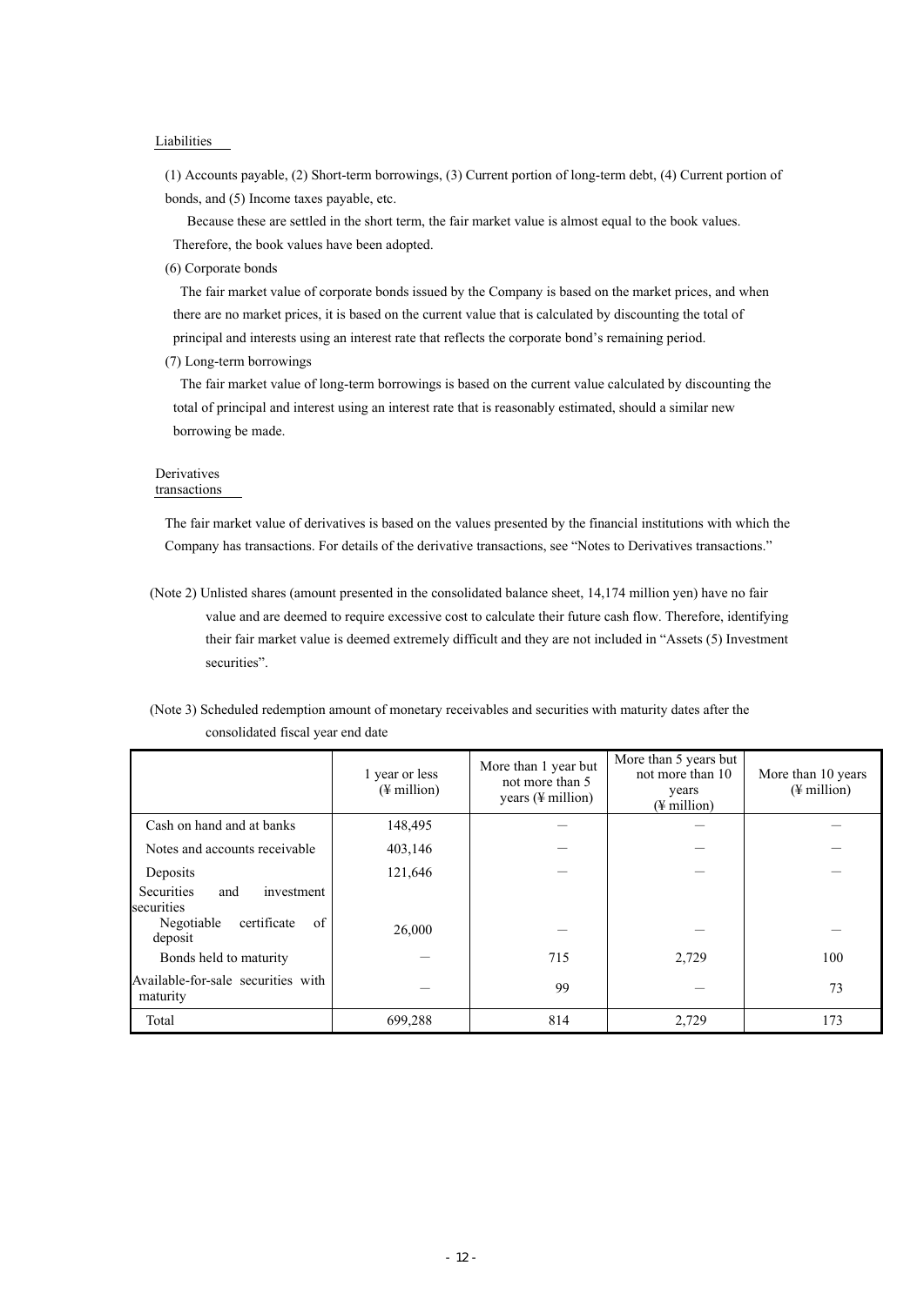Liabilities

(1) Accounts payable, (2) Short-term borrowings, (3) Current portion of long-term debt, (4) Current portion of bonds, and (5) Income taxes payable, etc.

Because these are settled in the short term, the fair market value is almost equal to the book values. Therefore, the book values have been adopted.

(6) Corporate bonds

The fair market value of corporate bonds issued by the Company is based on the market prices, and when there are no market prices, it is based on the current value that is calculated by discounting the total of principal and interests using an interest rate that reflects the corporate bond's remaining period.

(7) Long-term borrowings

The fair market value of long-term borrowings is based on the current value calculated by discounting the total of principal and interest using an interest rate that is reasonably estimated, should a similar new borrowing be made.

Derivatives transactions

The fair market value of derivatives is based on the values presented by the financial institutions with which the Company has transactions. For details of the derivative transactions, see "Notes to Derivatives transactions."

(Note 2) Unlisted shares (amount presented in the consolidated balance sheet, 14,174 million yen) have no fair value and are deemed to require excessive cost to calculate their future cash flow. Therefore, identifying their fair market value is deemed extremely difficult and they are not included in "Assets (5) Investment securities".

(Note 3) Scheduled redemption amount of monetary receivables and securities with maturity dates after the consolidated fiscal year end date

| | 1 year or less (¥ million) | More than 1 year but not more than 5 years (¥ million) | More than 5 years but not more than 10 years (¥ million) | More than 10 years (¥ million) |
|---|---|---|---|---|
| Cash on hand and at banks | 148,495 | — | — | — |
| Notes and accounts receivable | 403,146 | — | — | — |
| Deposits | 121,646 | — | — | — |
| Securities and investment securities | | | | |
| Negotiable certificate of deposit | 26,000 | — | — | — |
| Bonds held to maturity | — | 715 | 2,729 | 100 |
| Available-for-sale securities with maturity | — | 99 | — | 73 |
| Total | 699,288 | 814 | 2,729 | 173 |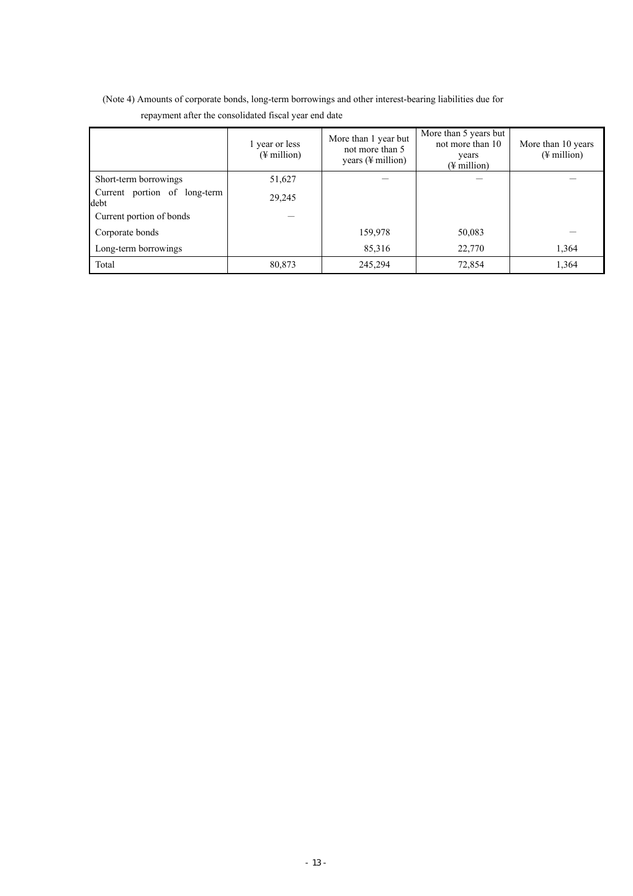(Note 4) Amounts of corporate bonds, long-term borrowings and other interest-bearing liabilities due for repayment after the consolidated fiscal year end date

| | 1 year or less (¥ million) | More than 1 year but not more than 5 years (¥ million) | More than 5 years but not more than 10 years (¥ million) | More than 10 years (¥ million) |
|---|---|---|---|---|
| Short-term borrowings | 51,627 | — | — | — |
| Current portion of long-term debt | 29,245 | | | |
| Current portion of bonds | — | | | |
| Corporate bonds | | 159,978 | 50,083 | — |
| Long-term borrowings | | 85,316 | 22,770 | 1,364 |
| Total | 80,873 | 245,294 | 72,854 | 1,364 |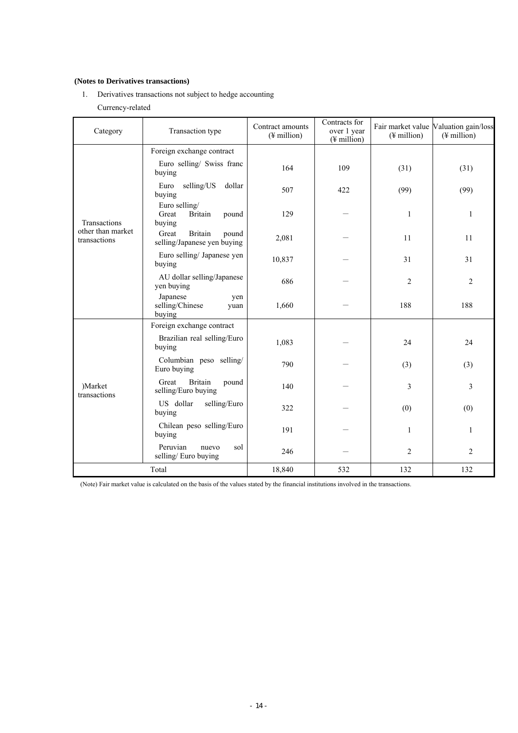**(Notes to Derivatives transactions)**

1. Derivatives transactions not subject to hedge accounting

   Currency-related

| Category | Transaction type | Contract amounts (¥ million) | Contracts for over 1 year (¥ million) | Fair market value (¥ million) | Valuation gain/loss (¥ million) |
|---|---|---|---|---|---|
| Transactions other than market transactions | Foreign exchange contract | | | | |
| | Euro selling/ Swiss franc buying | 164 | 109 | (31) | (31) |
| | Euro selling/US dollar buying | 507 | 422 | (99) | (99) |
| | Euro selling/ Great Britain pound buying | 129 | — | 1 | 1 |
| | Great Britain pound selling/Japanese yen buying | 2,081 | — | 11 | 11 |
| | Euro selling/ Japanese yen buying | 10,837 | — | 31 | 31 |
| | AU dollar selling/Japanese yen buying | 686 | — | 2 | 2 |
| | Japanese yen selling/Chinese yuan buying | 1,660 | — | 188 | 188 |
| )Market transactions | Foreign exchange contract | | | | |
| | Brazilian real selling/Euro buying | 1,083 | — | 24 | 24 |
| | Columbian peso selling/ Euro buying | 790 | — | (3) | (3) |
| | Great Britain pound selling/Euro buying | 140 | — | 3 | 3 |
| | US dollar selling/Euro buying | 322 | — | (0) | (0) |
| | Chilean peso selling/Euro buying | 191 | — | 1 | 1 |
| | Peruvian nuevo sol selling/ Euro buying | 246 | — | 2 | 2 |
| Total | | 18,840 | 532 | 132 | 132 |

(Note) Fair market value is calculated on the basis of the values stated by the financial institutions involved in the transactions.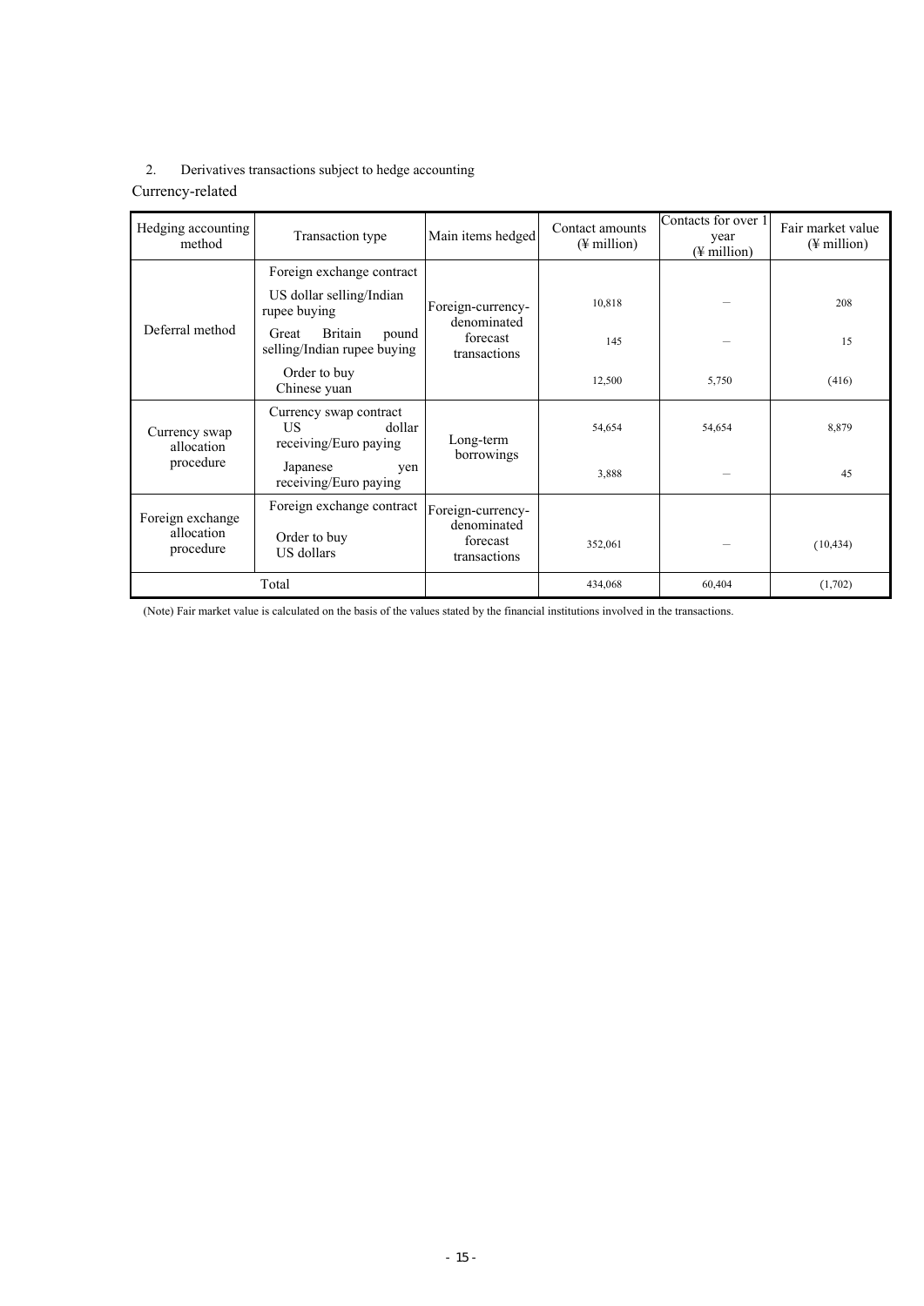2. Derivatives transactions subject to hedge accounting

Currency-related

| Hedging accounting method | Transaction type | Main items hedged | Contact amounts (¥ million) | Contacts for over 1 year (¥ million) | Fair market value (¥ million) |
|---|---|---|---|---|---|
| Deferral method | Foreign exchange contract | Foreign-currency-denominated forecast transactions | | | |
| | US dollar selling/Indian rupee buying | | 10,818 | – | 208 |
| | Great Britain pound selling/Indian rupee buying | | 145 | – | 15 |
| | Order to buy Chinese yuan | | 12,500 | 5,750 | (416) |
| Currency swap allocation procedure | Currency swap contract US dollar receiving/Euro paying | Long-term borrowings | 54,654 | 54,654 | 8,879 |
| | Japanese yen receiving/Euro paying | | 3,888 | – | 45 |
| Foreign exchange allocation procedure | Foreign exchange contract Order to buy US dollars | Foreign-currency-denominated forecast transactions | 352,061 | – | (10,434) |
| Total | | | 434,068 | 60,404 | (1,702) |

(Note) Fair market value is calculated on the basis of the values stated by the financial institutions involved in the transactions.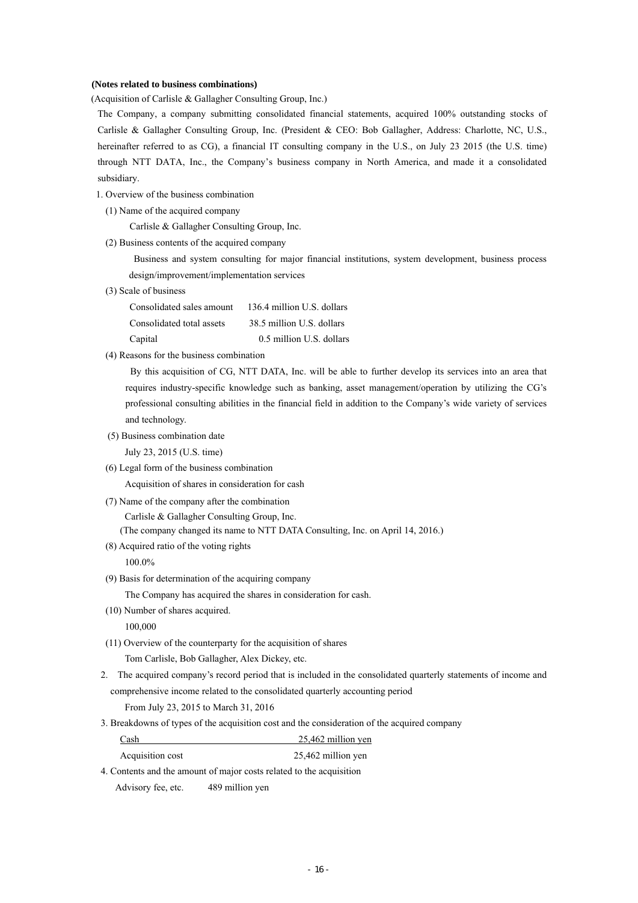**(Notes related to business combinations)**

(Acquisition of Carlisle & Gallagher Consulting Group, Inc.)

The Company, a company submitting consolidated financial statements, acquired 100% outstanding stocks of Carlisle & Gallagher Consulting Group, Inc. (President & CEO: Bob Gallagher, Address: Charlotte, NC, U.S., hereinafter referred to as CG), a financial IT consulting company in the U.S., on July 23 2015 (the U.S. time) through NTT DATA, Inc., the Company's business company in North America, and made it a consolidated subsidiary.

1. Overview of the business combination

(1) Name of the acquired company

Carlisle & Gallagher Consulting Group, Inc.

(2) Business contents of the acquired company

Business and system consulting for major financial institutions, system development, business process design/improvement/implementation services

(3) Scale of business

| | |
|---|---|
| Consolidated sales amount | 136.4 million U.S. dollars |
| Consolidated total assets | 38.5 million U.S. dollars |
| Capital | 0.5 million U.S. dollars |

(4) Reasons for the business combination

By this acquisition of CG, NTT DATA, Inc. will be able to further develop its services into an area that requires industry-specific knowledge such as banking, asset management/operation by utilizing the CG's professional consulting abilities in the financial field in addition to the Company's wide variety of services and technology.

(5) Business combination date

July 23, 2015 (U.S. time)

(6) Legal form of the business combination

Acquisition of shares in consideration for cash

(7) Name of the company after the combination

Carlisle & Gallagher Consulting Group, Inc.

(The company changed its name to NTT DATA Consulting, Inc. on April 14, 2016.)

(8) Acquired ratio of the voting rights

100.0%

(9) Basis for determination of the acquiring company

The Company has acquired the shares in consideration for cash.

(10) Number of shares acquired.

100,000

(11) Overview of the counterparty for the acquisition of shares

Tom Carlisle, Bob Gallagher, Alex Dickey, etc.

2. The acquired company's record period that is included in the consolidated quarterly statements of income and comprehensive income related to the consolidated quarterly accounting period

From July 23, 2015 to March 31, 2016

3. Breakdowns of types of the acquisition cost and the consideration of the acquired company

| | |
|---|---|
| Cash | 25,462 million yen |
| Acquisition cost | 25,462 million yen |

4. Contents and the amount of major costs related to the acquisition

Advisory fee, etc. 489 million yen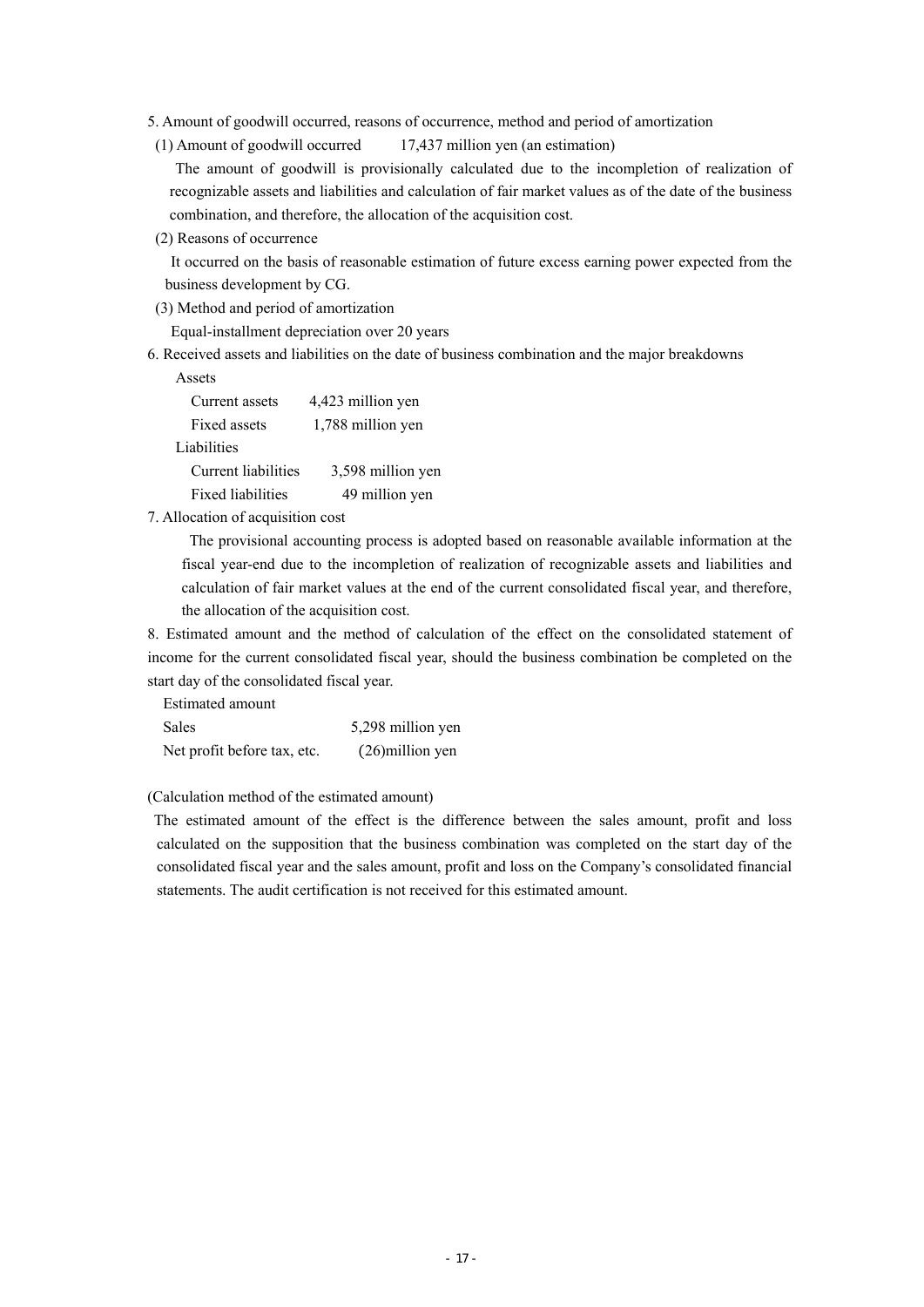5. Amount of goodwill occurred, reasons of occurrence, method and period of amortization

(1) Amount of goodwill occurred 17,437 million yen (an estimation)

The amount of goodwill is provisionally calculated due to the incompletion of realization of recognizable assets and liabilities and calculation of fair market values as of the date of the business combination, and therefore, the allocation of the acquisition cost.

(2) Reasons of occurrence

It occurred on the basis of reasonable estimation of future excess earning power expected from the business development by CG.

(3) Method and period of amortization

Equal-installment depreciation over 20 years

6. Received assets and liabilities on the date of business combination and the major breakdowns

Assets

| | |
|---|---|
| Current assets | 4,423 million yen |
| Fixed assets | 1,788 million yen |

Liabilities

| | |
|---|---|
| Current liabilities | 3,598 million yen |
| Fixed liabilities | 49 million yen |

7. Allocation of acquisition cost

The provisional accounting process is adopted based on reasonable available information at the fiscal year-end due to the incompletion of realization of recognizable assets and liabilities and calculation of fair market values at the end of the current consolidated fiscal year, and therefore, the allocation of the acquisition cost.

8. Estimated amount and the method of calculation of the effect on the consolidated statement of income for the current consolidated fiscal year, should the business combination be completed on the start day of the consolidated fiscal year.

Estimated amount

| | |
|---|---|
| Sales | 5,298 million yen |
| Net profit before tax, etc. | (26)million yen |

(Calculation method of the estimated amount)

The estimated amount of the effect is the difference between the sales amount, profit and loss calculated on the supposition that the business combination was completed on the start day of the consolidated fiscal year and the sales amount, profit and loss on the Company's consolidated financial statements. The audit certification is not received for this estimated amount.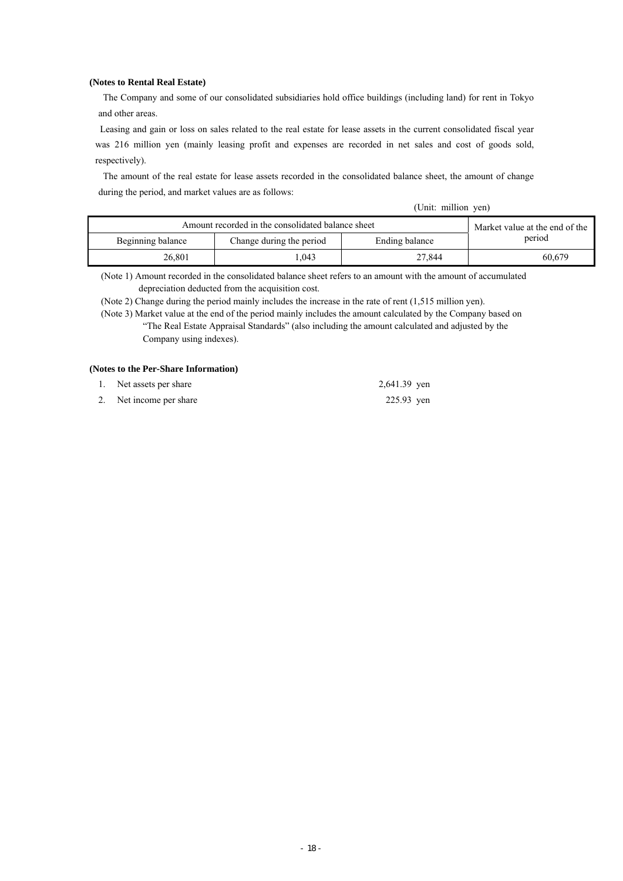**(Notes to Rental Real Estate)**

The Company and some of our consolidated subsidiaries hold office buildings (including land) for rent in Tokyo and other areas.

Leasing and gain or loss on sales related to the real estate for lease assets in the current consolidated fiscal year was 216 million yen (mainly leasing profit and expenses are recorded in net sales and cost of goods sold, respectively).

The amount of the real estate for lease assets recorded in the consolidated balance sheet, the amount of change during the period, and market values are as follows:

(Unit: million yen)

| Amount recorded in the consolidated balance sheet | | | Market value at the end of the period |
|---|---|---|---|
| Beginning balance | Change during the period | Ending balance | |
| 26,801 | 1,043 | 27,844 | 60,679 |

(Note 1) Amount recorded in the consolidated balance sheet refers to an amount with the amount of accumulated depreciation deducted from the acquisition cost.

(Note 2) Change during the period mainly includes the increase in the rate of rent (1,515 million yen).

(Note 3) Market value at the end of the period mainly includes the amount calculated by the Company based on "The Real Estate Appraisal Standards" (also including the amount calculated and adjusted by the Company using indexes).

**(Notes to the Per-Share Information)**

1. Net assets per share 2,641.39 yen
2. Net income per share 225.93 yen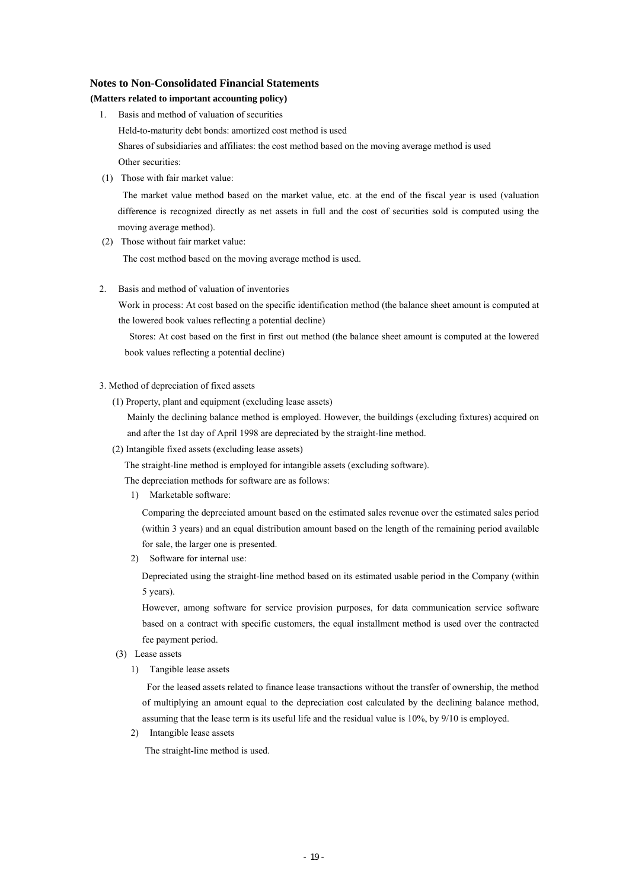## Notes to Non-Consolidated Financial Statements

**(Matters related to important accounting policy)**

1. Basis and method of valuation of securities

   Held-to-maturity debt bonds: amortized cost method is used

   Shares of subsidiaries and affiliates: the cost method based on the moving average method is used

   Other securities:

(1) Those with fair market value:

The market value method based on the market value, etc. at the end of the fiscal year is used (valuation difference is recognized directly as net assets in full and the cost of securities sold is computed using the moving average method).

(2) Those without fair market value:

The cost method based on the moving average method is used.

2. Basis and method of valuation of inventories

   Work in process: At cost based on the specific identification method (the balance sheet amount is computed at the lowered book values reflecting a potential decline)

   Stores: At cost based on the first in first out method (the balance sheet amount is computed at the lowered book values reflecting a potential decline)

3. Method of depreciation of fixed assets

(1) Property, plant and equipment (excluding lease assets)

Mainly the declining balance method is employed. However, the buildings (excluding fixtures) acquired on and after the 1st day of April 1998 are depreciated by the straight-line method.

(2) Intangible fixed assets (excluding lease assets)

The straight-line method is employed for intangible assets (excluding software).

The depreciation methods for software are as follows:

1) Marketable software:

Comparing the depreciated amount based on the estimated sales revenue over the estimated sales period (within 3 years) and an equal distribution amount based on the length of the remaining period available for sale, the larger one is presented.

2) Software for internal use:

Depreciated using the straight-line method based on its estimated usable period in the Company (within 5 years).

However, among software for service provision purposes, for data communication service software based on a contract with specific customers, the equal installment method is used over the contracted fee payment period.

(3) Lease assets

1) Tangible lease assets

For the leased assets related to finance lease transactions without the transfer of ownership, the method of multiplying an amount equal to the depreciation cost calculated by the declining balance method, assuming that the lease term is its useful life and the residual value is 10%, by 9/10 is employed.

2) Intangible lease assets

The straight-line method is used.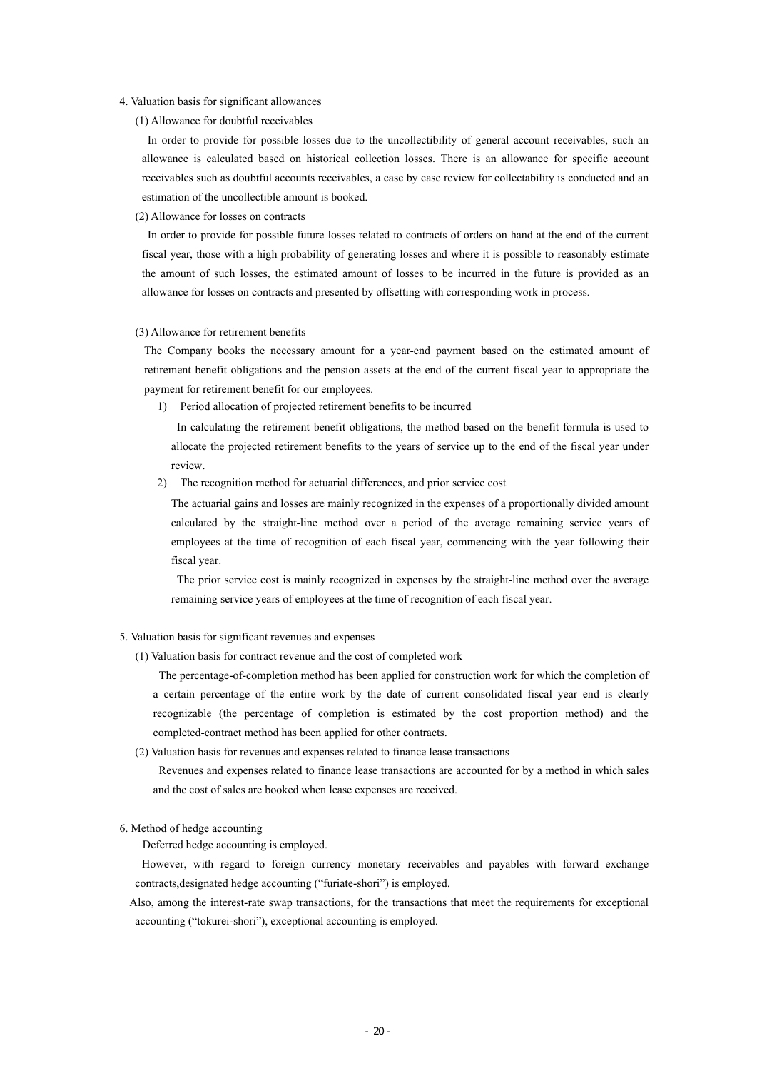4. Valuation basis for significant allowances

(1) Allowance for doubtful receivables

In order to provide for possible losses due to the uncollectibility of general account receivables, such an allowance is calculated based on historical collection losses. There is an allowance for specific account receivables such as doubtful accounts receivables, a case by case review for collectability is conducted and an estimation of the uncollectible amount is booked.

(2) Allowance for losses on contracts

In order to provide for possible future losses related to contracts of orders on hand at the end of the current fiscal year, those with a high probability of generating losses and where it is possible to reasonably estimate the amount of such losses, the estimated amount of losses to be incurred in the future is provided as an allowance for losses on contracts and presented by offsetting with corresponding work in process.

(3) Allowance for retirement benefits

The Company books the necessary amount for a year-end payment based on the estimated amount of retirement benefit obligations and the pension assets at the end of the current fiscal year to appropriate the payment for retirement benefit for our employees.

1) Period allocation of projected retirement benefits to be incurred

In calculating the retirement benefit obligations, the method based on the benefit formula is used to allocate the projected retirement benefits to the years of service up to the end of the fiscal year under review.

2) The recognition method for actuarial differences, and prior service cost

The actuarial gains and losses are mainly recognized in the expenses of a proportionally divided amount calculated by the straight-line method over a period of the average remaining service years of employees at the time of recognition of each fiscal year, commencing with the year following their fiscal year.

The prior service cost is mainly recognized in expenses by the straight-line method over the average remaining service years of employees at the time of recognition of each fiscal year.

5. Valuation basis for significant revenues and expenses

(1) Valuation basis for contract revenue and the cost of completed work

The percentage-of-completion method has been applied for construction work for which the completion of a certain percentage of the entire work by the date of current consolidated fiscal year end is clearly recognizable (the percentage of completion is estimated by the cost proportion method) and the completed-contract method has been applied for other contracts.

(2) Valuation basis for revenues and expenses related to finance lease transactions

Revenues and expenses related to finance lease transactions are accounted for by a method in which sales and the cost of sales are booked when lease expenses are received.

6. Method of hedge accounting

Deferred hedge accounting is employed.

However, with regard to foreign currency monetary receivables and payables with forward exchange contracts,designated hedge accounting ("furiate-shori") is employed.

Also, among the interest-rate swap transactions, for the transactions that meet the requirements for exceptional accounting ("tokurei-shori"), exceptional accounting is employed.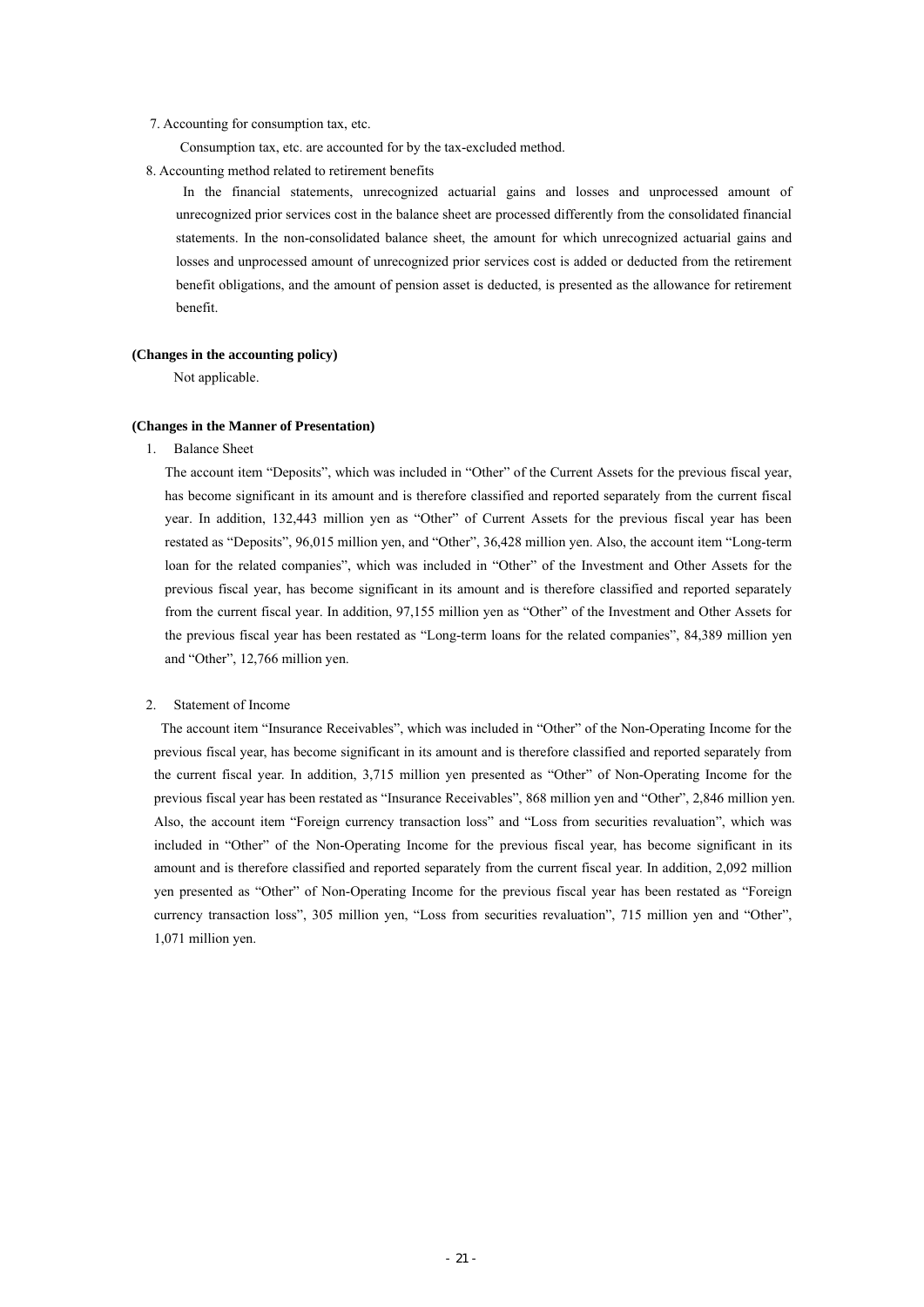7. Accounting for consumption tax, etc.

Consumption tax, etc. are accounted for by the tax-excluded method.

8. Accounting method related to retirement benefits

In the financial statements, unrecognized actuarial gains and losses and unprocessed amount of unrecognized prior services cost in the balance sheet are processed differently from the consolidated financial statements. In the non-consolidated balance sheet, the amount for which unrecognized actuarial gains and losses and unprocessed amount of unrecognized prior services cost is added or deducted from the retirement benefit obligations, and the amount of pension asset is deducted, is presented as the allowance for retirement benefit.

**(Changes in the accounting policy)**

Not applicable.

**(Changes in the Manner of Presentation)**

1. Balance Sheet

The account item "Deposits", which was included in "Other" of the Current Assets for the previous fiscal year, has become significant in its amount and is therefore classified and reported separately from the current fiscal year. In addition, 132,443 million yen as "Other" of Current Assets for the previous fiscal year has been restated as "Deposits", 96,015 million yen, and "Other", 36,428 million yen. Also, the account item "Long-term loan for the related companies", which was included in "Other" of the Investment and Other Assets for the previous fiscal year, has become significant in its amount and is therefore classified and reported separately from the current fiscal year. In addition, 97,155 million yen as "Other" of the Investment and Other Assets for the previous fiscal year has been restated as "Long-term loans for the related companies", 84,389 million yen and "Other", 12,766 million yen.

2. Statement of Income

The account item "Insurance Receivables", which was included in "Other" of the Non-Operating Income for the previous fiscal year, has become significant in its amount and is therefore classified and reported separately from the current fiscal year. In addition, 3,715 million yen presented as "Other" of Non-Operating Income for the previous fiscal year has been restated as "Insurance Receivables", 868 million yen and "Other", 2,846 million yen. Also, the account item "Foreign currency transaction loss" and "Loss from securities revaluation", which was included in "Other" of the Non-Operating Income for the previous fiscal year, has become significant in its amount and is therefore classified and reported separately from the current fiscal year. In addition, 2,092 million yen presented as "Other" of Non-Operating Income for the previous fiscal year has been restated as "Foreign currency transaction loss", 305 million yen, "Loss from securities revaluation", 715 million yen and "Other", 1,071 million yen.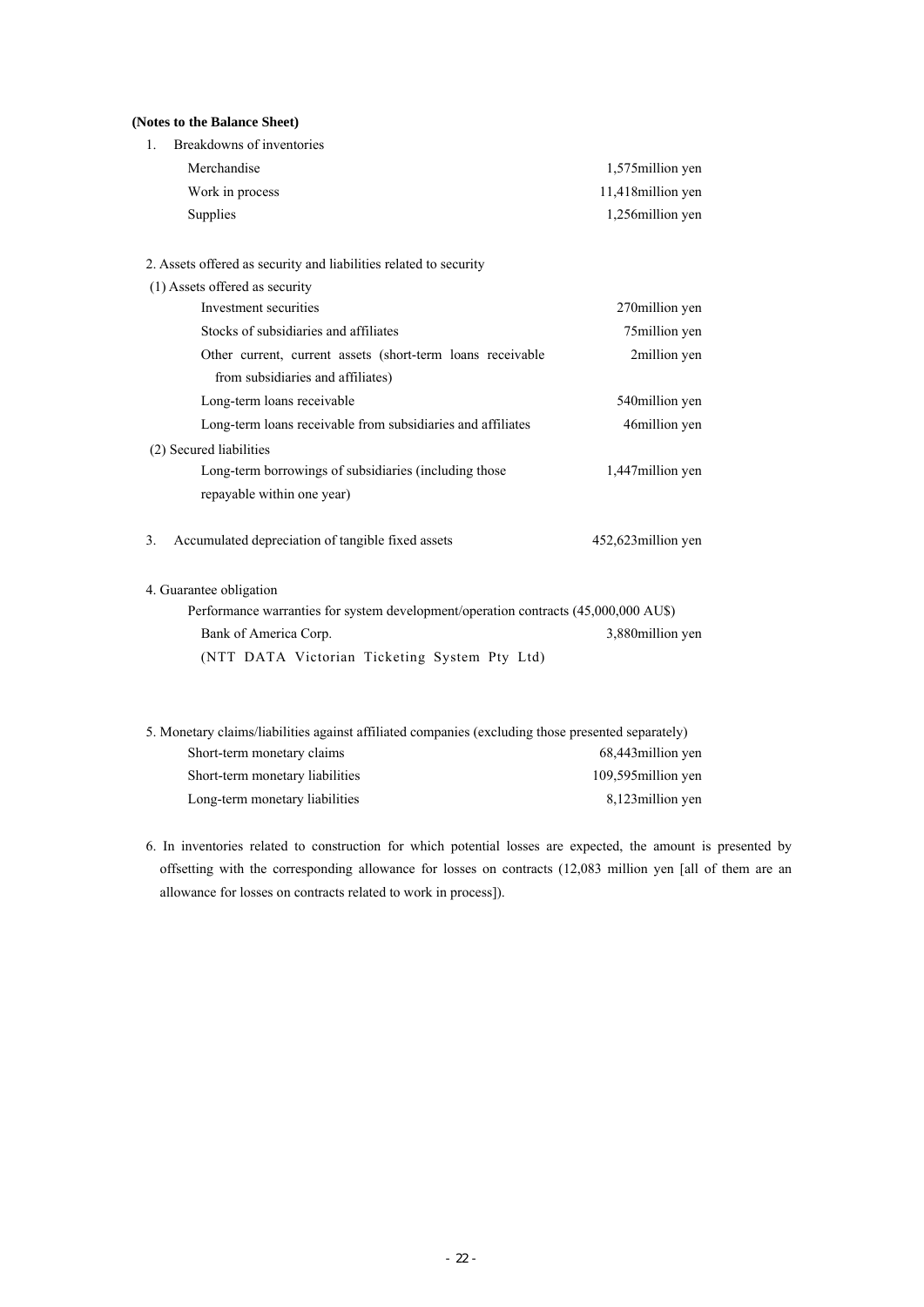**(Notes to the Balance Sheet)**

1. Breakdowns of inventories

| | |
|---|---|
| Merchandise | 1,575million yen |
| Work in process | 11,418million yen |
| Supplies | 1,256million yen |

2. Assets offered as security and liabilities related to security

(1) Assets offered as security

| | |
|---|---|
| Investment securities | 270million yen |
| Stocks of subsidiaries and affiliates | 75million yen |
| Other current, current assets (short-term loans receivable from subsidiaries and affiliates) | 2million yen |
| Long-term loans receivable | 540million yen |
| Long-term loans receivable from subsidiaries and affiliates | 46million yen |

(2) Secured liabilities

| | |
|---|---|
| Long-term borrowings of subsidiaries (including those repayable within one year) | 1,447million yen |

3. Accumulated depreciation of tangible fixed assets — 452,623million yen

4. Guarantee obligation

Performance warranties for system development/operation contracts (45,000,000 AU$)

| | |
|---|---|
| Bank of America Corp. (NTT DATA Victorian Ticketing System Pty Ltd) | 3,880million yen |

5. Monetary claims/liabilities against affiliated companies (excluding those presented separately)

| | |
|---|---|
| Short-term monetary claims | 68,443million yen |
| Short-term monetary liabilities | 109,595million yen |
| Long-term monetary liabilities | 8,123million yen |

6. In inventories related to construction for which potential losses are expected, the amount is presented by offsetting with the corresponding allowance for losses on contracts (12,083 million yen [all of them are an allowance for losses on contracts related to work in process]).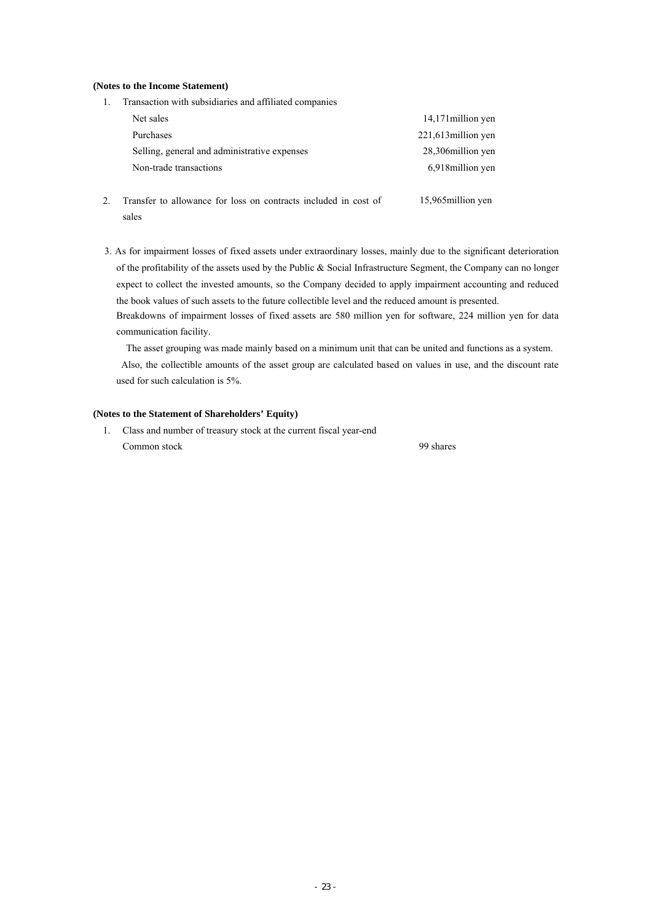**(Notes to the Income Statement)**

1. Transaction with subsidiaries and affiliated companies

| | |
|---|---|
| Net sales | 14,171million yen |
| Purchases | 221,613million yen |
| Selling, general and administrative expenses | 28,306million yen |
| Non-trade transactions | 6,918million yen |

2. Transfer to allowance for loss on contracts included in cost of sales 15,965million yen

3. As for impairment losses of fixed assets under extraordinary losses, mainly due to the significant deterioration of the profitability of the assets used by the Public & Social Infrastructure Segment, the Company can no longer expect to collect the invested amounts, so the Company decided to apply impairment accounting and reduced the book values of such assets to the future collectible level and the reduced amount is presented.

   Breakdowns of impairment losses of fixed assets are 580 million yen for software, 224 million yen for data communication facility.

   The asset grouping was made mainly based on a minimum unit that can be united and functions as a system.

   Also, the collectible amounts of the asset group are calculated based on values in use, and the discount rate used for such calculation is 5%.

**(Notes to the Statement of Shareholders' Equity)**

1. Class and number of treasury stock at the current fiscal year-end

   Common stock 99 shares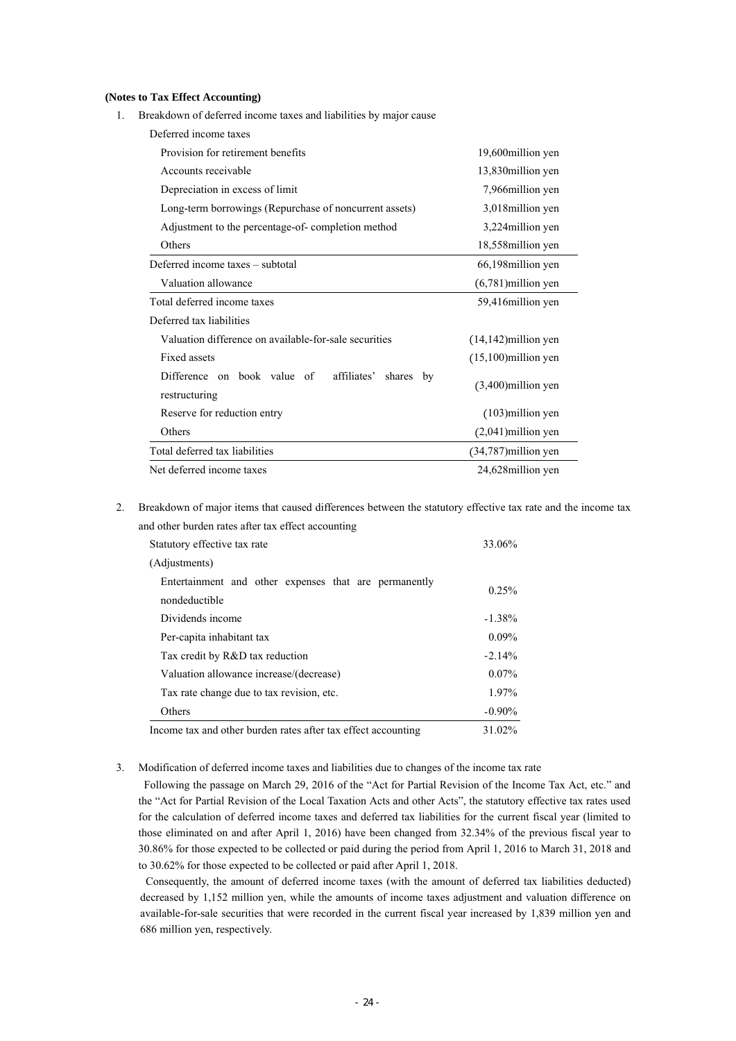**(Notes to Tax Effect Accounting)**

1. Breakdown of deferred income taxes and liabilities by major cause

| | |
|---|---|
| Deferred income taxes | |
| Provision for retirement benefits | 19,600million yen |
| Accounts receivable | 13,830million yen |
| Depreciation in excess of limit | 7,966million yen |
| Long-term borrowings (Repurchase of noncurrent assets) | 3,018million yen |
| Adjustment to the percentage-of- completion method | 3,224million yen |
| Others | 18,558million yen |
| Deferred income taxes – subtotal | 66,198million yen |
| Valuation allowance | (6,781)million yen |
| Total deferred income taxes | 59,416million yen |
| Deferred tax liabilities | |
| Valuation difference on available-for-sale securities | (14,142)million yen |
| Fixed assets | (15,100)million yen |
| Difference on book value of affiliates' shares by restructuring | (3,400)million yen |
| Reserve for reduction entry | (103)million yen |
| Others | (2,041)million yen |
| Total deferred tax liabilities | (34,787)million yen |
| Net deferred income taxes | 24,628million yen |

2. Breakdown of major items that caused differences between the statutory effective tax rate and the income tax and other burden rates after tax effect accounting

| | |
|---|---|
| Statutory effective tax rate | 33.06% |
| (Adjustments) | |
| Entertainment and other expenses that are permanently nondeductible | 0.25% |
| Dividends income | -1.38% |
| Per-capita inhabitant tax | 0.09% |
| Tax credit by R&D tax reduction | -2.14% |
| Valuation allowance increase/(decrease) | 0.07% |
| Tax rate change due to tax revision, etc. | 1.97% |
| Others | -0.90% |
| Income tax and other burden rates after tax effect accounting | 31.02% |

3. Modification of deferred income taxes and liabilities due to changes of the income tax rate

Following the passage on March 29, 2016 of the "Act for Partial Revision of the Income Tax Act, etc." and the "Act for Partial Revision of the Local Taxation Acts and other Acts", the statutory effective tax rates used for the calculation of deferred income taxes and deferred tax liabilities for the current fiscal year (limited to those eliminated on and after April 1, 2016) have been changed from 32.34% of the previous fiscal year to 30.86% for those expected to be collected or paid during the period from April 1, 2016 to March 31, 2018 and to 30.62% for those expected to be collected or paid after April 1, 2018.

Consequently, the amount of deferred income taxes (with the amount of deferred tax liabilities deducted) decreased by 1,152 million yen, while the amounts of income taxes adjustment and valuation difference on available-for-sale securities that were recorded in the current fiscal year increased by 1,839 million yen and 686 million yen, respectively.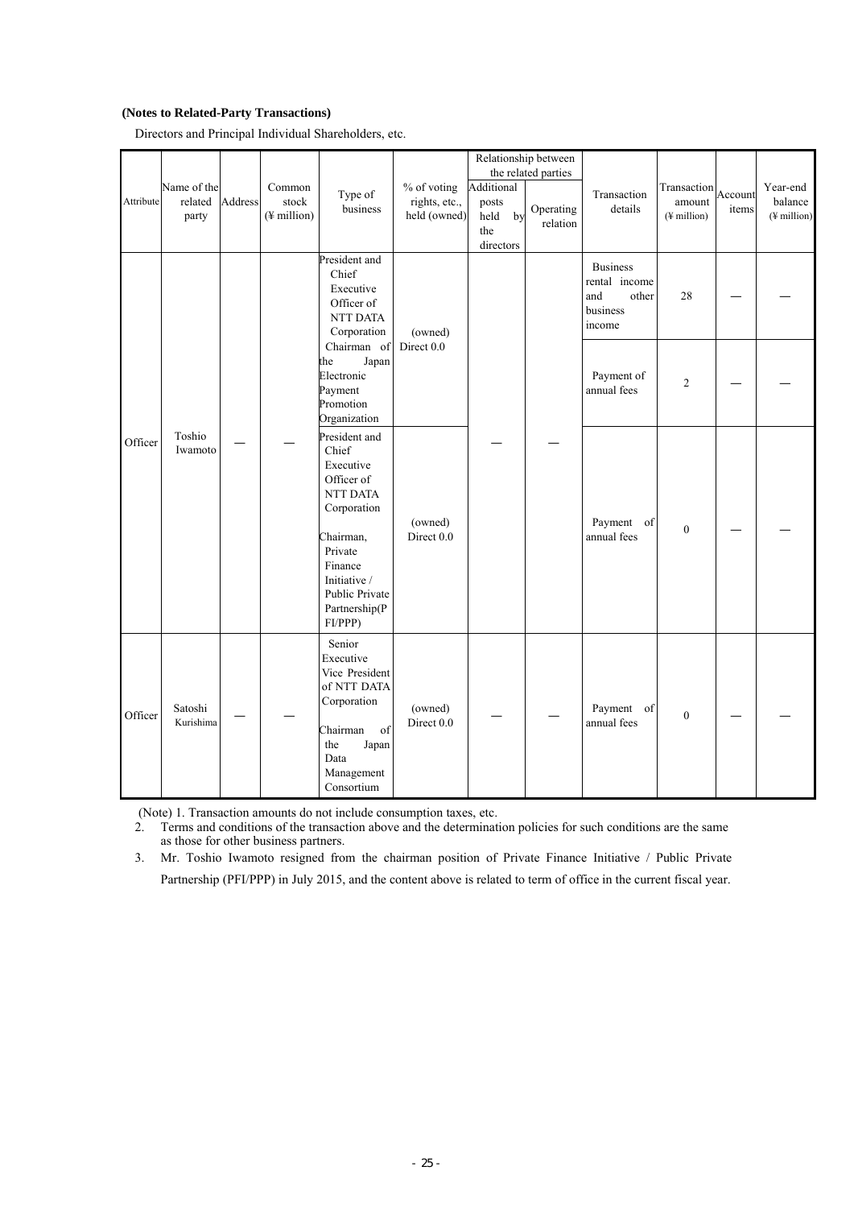**(Notes to Related-Party Transactions)**

Directors and Principal Individual Shareholders, etc.

| Attribute | Name of the related party | Address | Common stock (¥ million) | Type of business | % of voting rights, etc., held (owned) | Relationship between the related parties | | Transaction details | Transaction amount (¥ million) | Account items | Year-end balance (¥ million) |
|---|---|---|---|---|---|---|---|---|---|---|---|
| | | | | | | Additional posts held by the directors | Operating relation | | | | |
| Officer | Toshio Iwamoto | — | — | President and Chief Executive Officer of NTT DATA Corporation<br>Chairman of the Japan Electronic Payment Promotion Organization | (owned) Direct 0.0 | — | — | Business rental income and other business income | 28 | — | — |
| | | | | | | | | Payment of annual fees | 2 | — | — |
| | | | | President and Chief Executive Officer of NTT DATA Corporation<br>Chairman, Private Finance Initiative / Public Private Partnership(PFI/PPP) | (owned) Direct 0.0 | | | Payment of annual fees | 0 | — | — |
| Officer | Satoshi Kurishima | — | — | Senior Executive Vice President of NTT DATA Corporation<br>Chairman of the Japan Data Management Consortium | (owned) Direct 0.0 | — | — | Payment of annual fees | 0 | — | — |

(Note) 1. Transaction amounts do not include consumption taxes, etc.

2. Terms and conditions of the transaction above and the determination policies for such conditions are the same as those for other business partners.

3. Mr. Toshio Iwamoto resigned from the chairman position of Private Finance Initiative / Public Private Partnership (PFI/PPP) in July 2015, and the content above is related to term of office in the current fiscal year.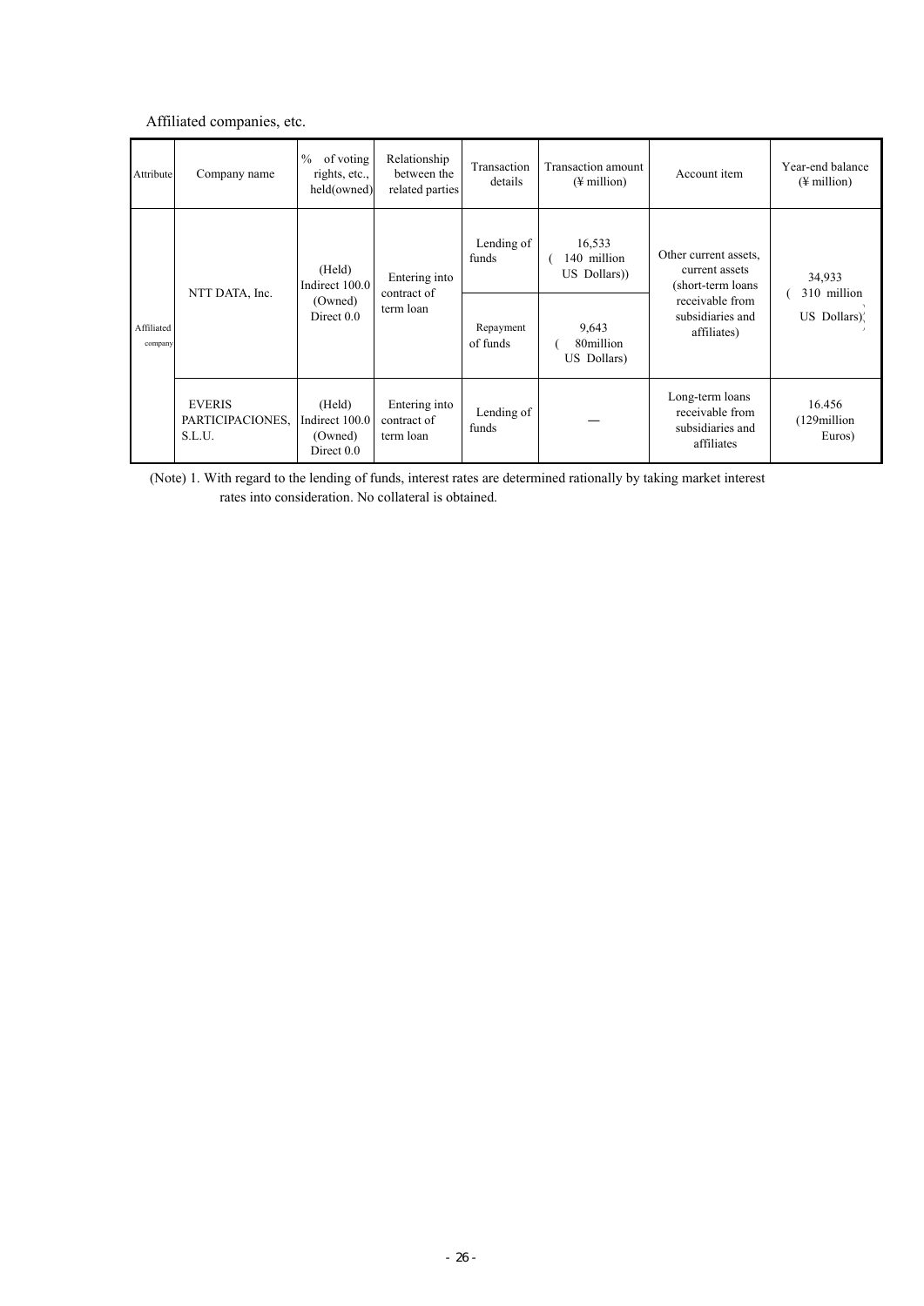Affiliated companies, etc.

| Attribute | Company name | % of voting rights, etc., held(owned) | Relationship between the related parties | Transaction details | Transaction amount (¥ million) | Account item | Year-end balance (¥ million) |
|---|---|---|---|---|---|---|---|
| Affiliated company | NTT DATA, Inc. | (Held) Indirect 100.0 (Owned) Direct 0.0 | Entering into contract of term loan | Lending of funds | 16,533 ( 140 million US Dollars)) | Other current assets, current assets (short-term loans receivable from subsidiaries and affiliates) | 34,933 ( 310 million US Dollars) |
| | | | | Repayment of funds | 9,643 ( 80million US Dollars) | | |
| | EVERIS PARTICIPACIONES, S.L.U. | (Held) Indirect 100.0 (Owned) Direct 0.0 | Entering into contract of term loan | Lending of funds | — | Long-term loans receivable from subsidiaries and affiliates | 16.456 (129million Euros) |

(Note) 1. With regard to the lending of funds, interest rates are determined rationally by taking market interest rates into consideration. No collateral is obtained.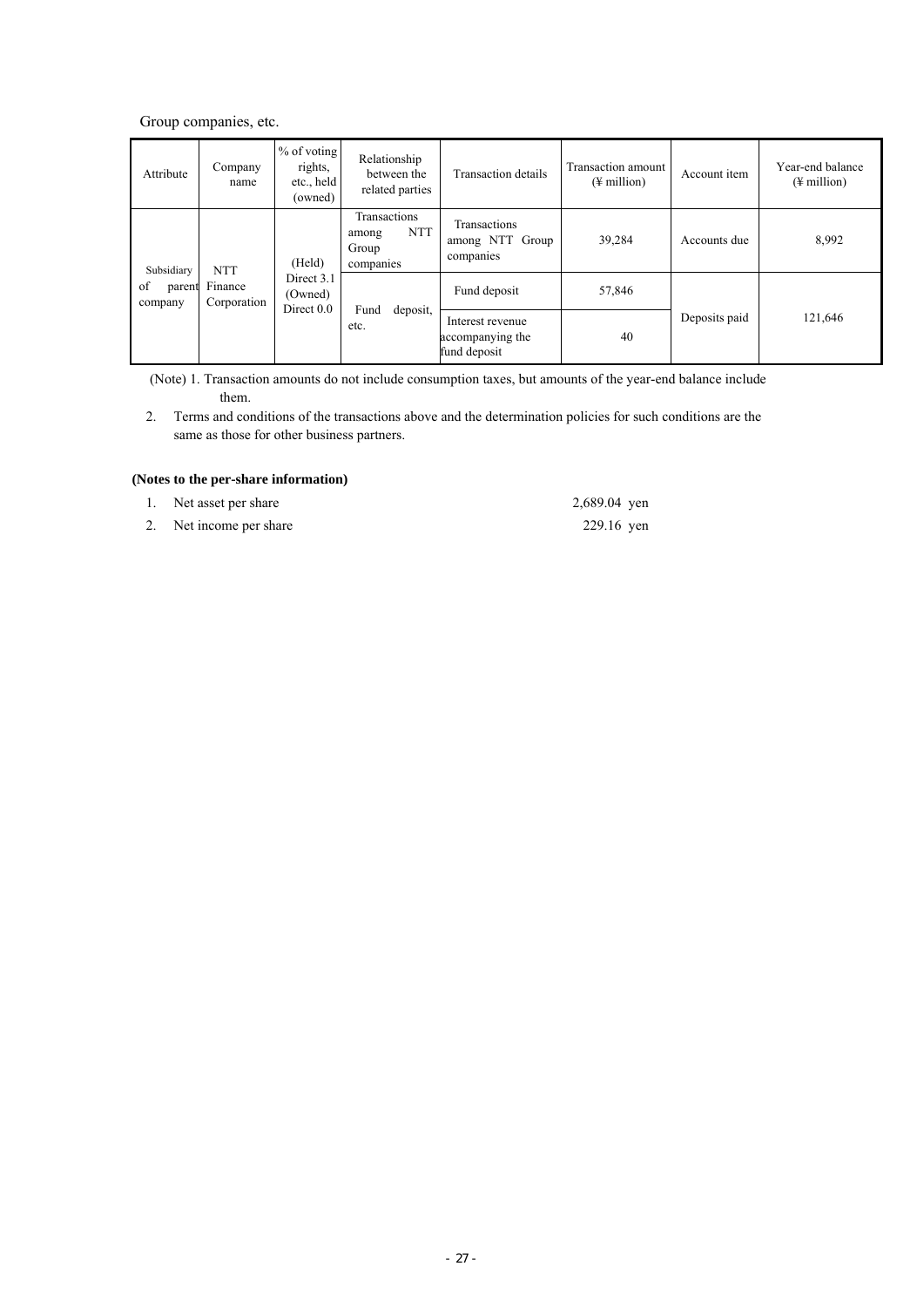Group companies, etc.

| Attribute | Company name | % of voting rights, etc., held (owned) | Relationship between the related parties | Transaction details | Transaction amount (¥ million) | Account item | Year-end balance (¥ million) |
|---|---|---|---|---|---|---|---|
| Subsidiary of parent company | NTT Finance Corporation | (Held) Direct 3.1 (Owned) Direct 0.0 | Transactions among NTT Group companies | Transactions among NTT Group companies | 39,284 | Accounts due | 8,992 |
| | | | Fund deposit, etc. | Fund deposit | 57,846 | Deposits paid | 121,646 |
| | | | | Interest revenue accompanying the fund deposit | 40 | | |

(Note) 1. Transaction amounts do not include consumption taxes, but amounts of the year-end balance include them.

2. Terms and conditions of the transactions above and the determination policies for such conditions are the same as those for other business partners.

**(Notes to the per-share information)**

1. Net asset per share 2,689.04 yen
2. Net income per share 229.16 yen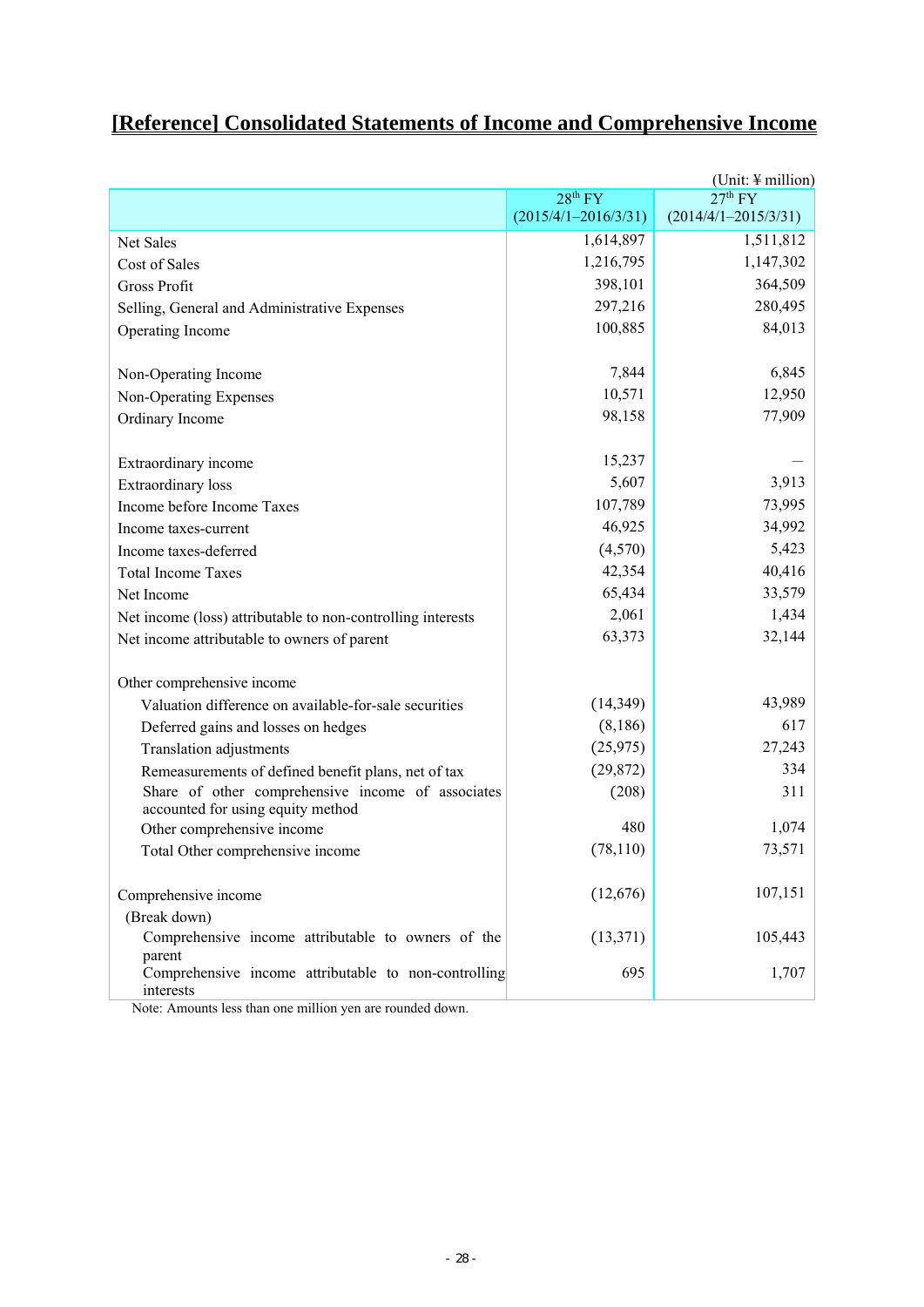# [Reference] Consolidated Statements of Income and Comprehensive Income

(Unit: ¥ million)

| | 28th FY (2015/4/1–2016/3/31) | 27th FY (2014/4/1–2015/3/31) |
|---|---|---|
| Net Sales | 1,614,897 | 1,511,812 |
| Cost of Sales | 1,216,795 | 1,147,302 |
| Gross Profit | 398,101 | 364,509 |
| Selling, General and Administrative Expenses | 297,216 | 280,495 |
| Operating Income | 100,885 | 84,013 |
| | | |
| Non-Operating Income | 7,844 | 6,845 |
| Non-Operating Expenses | 10,571 | 12,950 |
| Ordinary Income | 98,158 | 77,909 |
| | | |
| Extraordinary income | 15,237 | — |
| Extraordinary loss | 5,607 | 3,913 |
| Income before Income Taxes | 107,789 | 73,995 |
| Income taxes-current | 46,925 | 34,992 |
| Income taxes-deferred | (4,570) | 5,423 |
| Total Income Taxes | 42,354 | 40,416 |
| Net Income | 65,434 | 33,579 |
| Net income (loss) attributable to non-controlling interests | 2,061 | 1,434 |
| Net income attributable to owners of parent | 63,373 | 32,144 |
| | | |
| Other comprehensive income | | |
| Valuation difference on available-for-sale securities | (14,349) | 43,989 |
| Deferred gains and losses on hedges | (8,186) | 617 |
| Translation adjustments | (25,975) | 27,243 |
| Remeasurements of defined benefit plans, net of tax | (29,872) | 334 |
| Share of other comprehensive income of associates accounted for using equity method | (208) | 311 |
| Other comprehensive income | 480 | 1,074 |
| Total Other comprehensive income | (78,110) | 73,571 |
| | | |
| Comprehensive income | (12,676) | 107,151 |
| (Break down) | | |
| Comprehensive income attributable to owners of the parent | (13,371) | 105,443 |
| Comprehensive income attributable to non-controlling interests | 695 | 1,707 |

Note: Amounts less than one million yen are rounded down.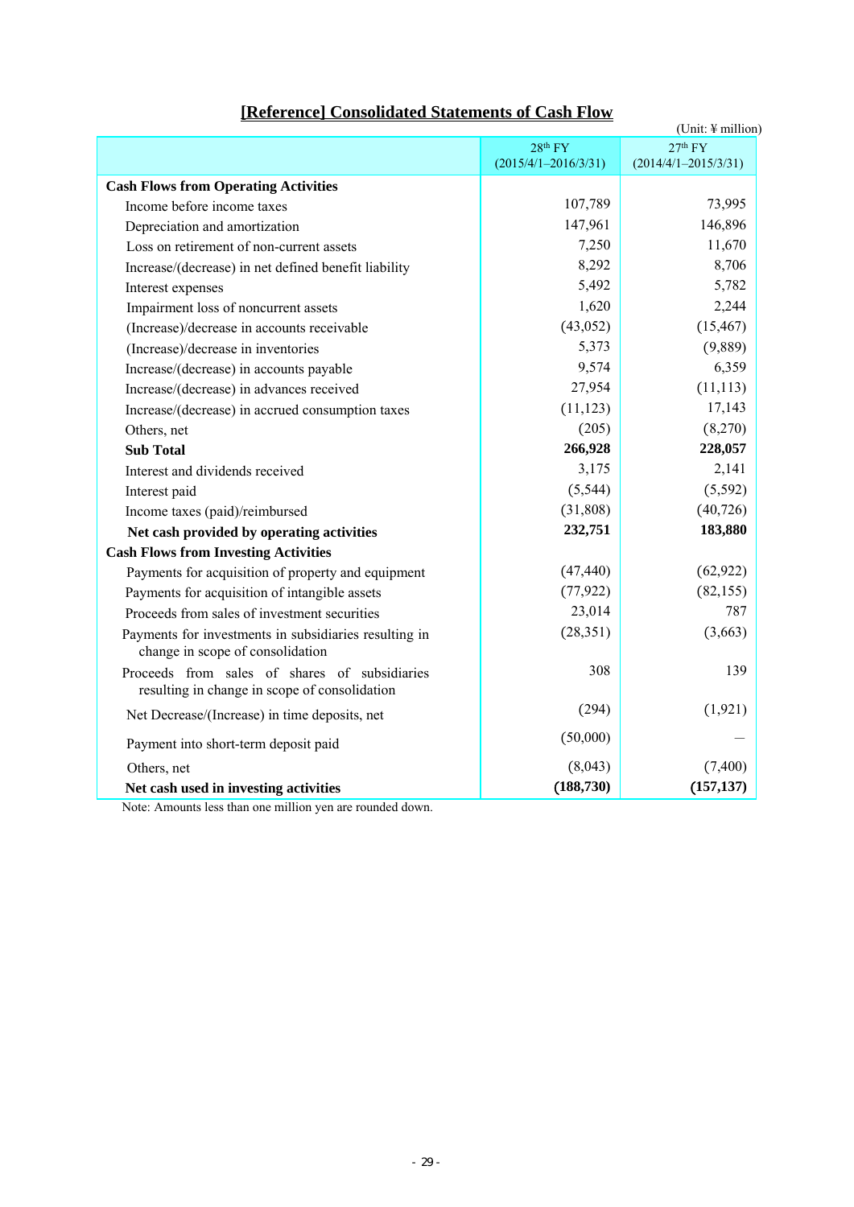## [Reference] Consolidated Statements of Cash Flow

(Unit: ¥ million)

| | 28th FY (2015/4/1–2016/3/31) | 27th FY (2014/4/1–2015/3/31) |
|---|---|---|
| **Cash Flows from Operating Activities** | | |
| Income before income taxes | 107,789 | 73,995 |
| Depreciation and amortization | 147,961 | 146,896 |
| Loss on retirement of non-current assets | 7,250 | 11,670 |
| Increase/(decrease) in net defined benefit liability | 8,292 | 8,706 |
| Interest expenses | 5,492 | 5,782 |
| Impairment loss of noncurrent assets | 1,620 | 2,244 |
| (Increase)/decrease in accounts receivable | (43,052) | (15,467) |
| (Increase)/decrease in inventories | 5,373 | (9,889) |
| Increase/(decrease) in accounts payable | 9,574 | 6,359 |
| Increase/(decrease) in advances received | 27,954 | (11,113) |
| Increase/(decrease) in accrued consumption taxes | (11,123) | 17,143 |
| Others, net | (205) | (8,270) |
| **Sub Total** | **266,928** | **228,057** |
| Interest and dividends received | 3,175 | 2,141 |
| Interest paid | (5,544) | (5,592) |
| Income taxes (paid)/reimbursed | (31,808) | (40,726) |
| **Net cash provided by operating activities** | **232,751** | **183,880** |
| **Cash Flows from Investing Activities** | | |
| Payments for acquisition of property and equipment | (47,440) | (62,922) |
| Payments for acquisition of intangible assets | (77,922) | (82,155) |
| Proceeds from sales of investment securities | 23,014 | 787 |
| Payments for investments in subsidiaries resulting in change in scope of consolidation | (28,351) | (3,663) |
| Proceeds from sales of shares of subsidiaries resulting in change in scope of consolidation | 308 | 139 |
| Net Decrease/(Increase) in time deposits, net | (294) | (1,921) |
| Payment into short-term deposit paid | (50,000) | — |
| Others, net | (8,043) | (7,400) |
| **Net cash used in investing activities** | **(188,730)** | **(157,137)** |

Note: Amounts less than one million yen are rounded down.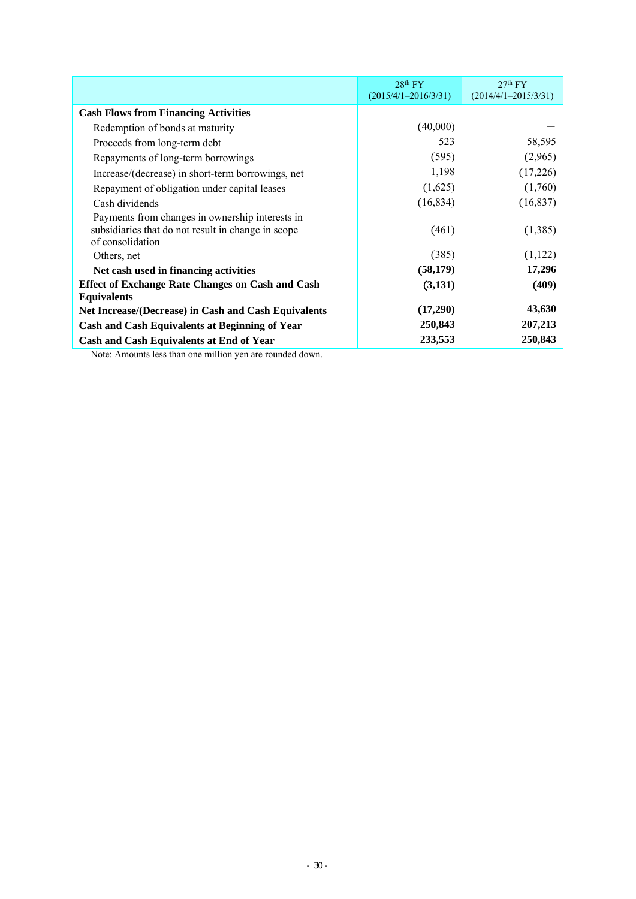| | 28th FY (2015/4/1–2016/3/31) | 27th FY (2014/4/1–2015/3/31) |
|---|---|---|
| **Cash Flows from Financing Activities** | | |
| Redemption of bonds at maturity | (40,000) | — |
| Proceeds from long-term debt | 523 | 58,595 |
| Repayments of long-term borrowings | (595) | (2,965) |
| Increase/(decrease) in short-term borrowings, net | 1,198 | (17,226) |
| Repayment of obligation under capital leases | (1,625) | (1,760) |
| Cash dividends | (16,834) | (16,837) |
| Payments from changes in ownership interests in subsidiaries that do not result in change in scope of consolidation | (461) | (1,385) |
| Others, net | (385) | (1,122) |
| **Net cash used in financing activities** | **(58,179)** | **17,296** |
| **Effect of Exchange Rate Changes on Cash and Cash Equivalents** | **(3,131)** | **(409)** |
| **Net Increase/(Decrease) in Cash and Cash Equivalents** | **(17,290)** | **43,630** |
| **Cash and Cash Equivalents at Beginning of Year** | **250,843** | **207,213** |
| **Cash and Cash Equivalents at End of Year** | **233,553** | **250,843** |

Note: Amounts less than one million yen are rounded down.